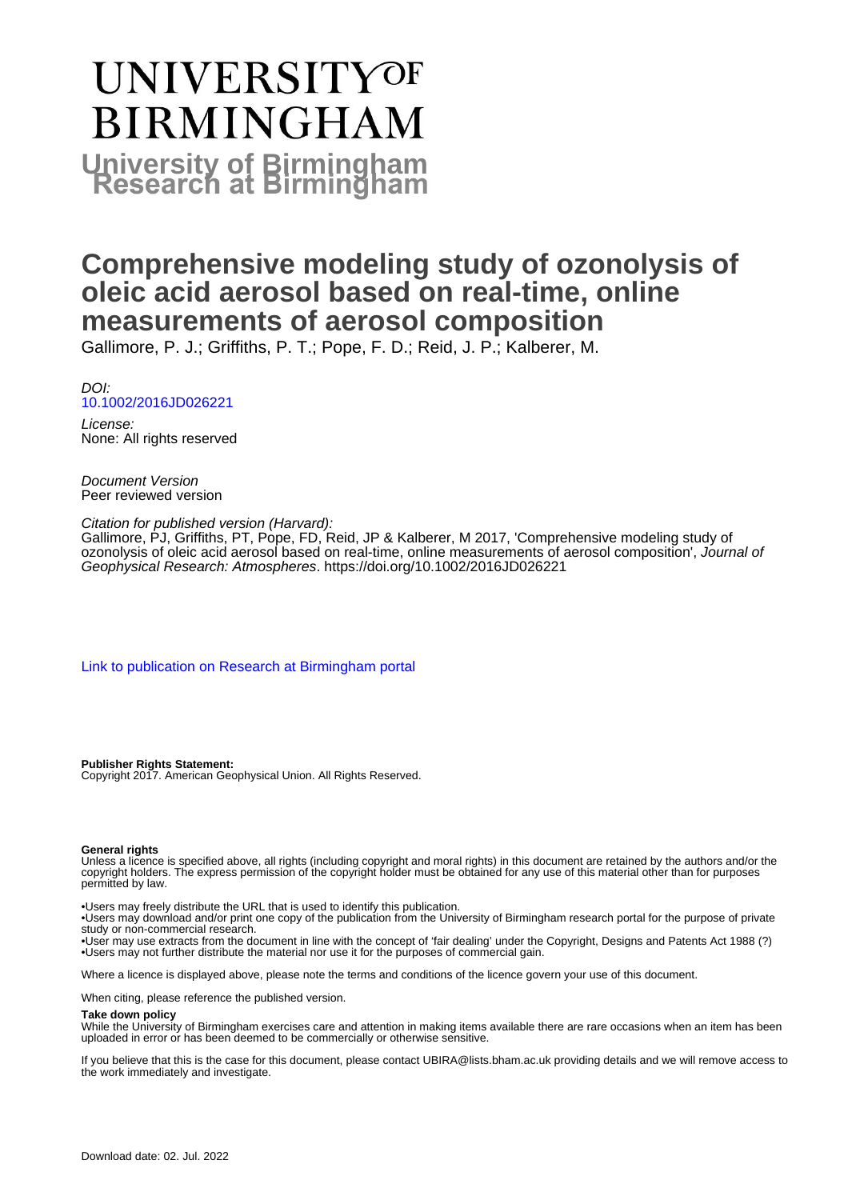# UNIVERSITY OF BIRMINGHAM

## University of Birmingham Research at Birmingham

# Comprehensive modeling study of ozonolysis of oleic acid aerosol based on real-time, online measurements of aerosol composition

Gallimore, P. J.; Griffiths, P. T.; Pope, F. D.; Reid, J. P.; Kalberer, M.

*DOI:*
10.1002/2016JD026221

*License:*
None: All rights reserved

*Document Version*
Peer reviewed version

*Citation for published version (Harvard):*
Gallimore, PJ, Griffiths, PT, Pope, FD, Reid, JP & Kalberer, M 2017, 'Comprehensive modeling study of ozonolysis of oleic acid aerosol based on real-time, online measurements of aerosol composition', *Journal of Geophysical Research: Atmospheres*. https://doi.org/10.1002/2016JD026221

Link to publication on Research at Birmingham portal

**Publisher Rights Statement:**
Copyright 2017. American Geophysical Union. All Rights Reserved.

**General rights**
Unless a licence is specified above, all rights (including copyright and moral rights) in this document are retained by the authors and/or the copyright holders. The express permission of the copyright holder must be obtained for any use of this material other than for purposes permitted by law.

•Users may freely distribute the URL that is used to identify this publication.
•Users may download and/or print one copy of the publication from the University of Birmingham research portal for the purpose of private study or non-commercial research.
•User may use extracts from the document in line with the concept of 'fair dealing' under the Copyright, Designs and Patents Act 1988 (?)
•Users may not further distribute the material nor use it for the purposes of commercial gain.

Where a licence is displayed above, please note the terms and conditions of the licence govern your use of this document.

When citing, please reference the published version.

**Take down policy**
While the University of Birmingham exercises care and attention in making items available there are rare occasions when an item has been uploaded in error or has been deemed to be commercially or otherwise sensitive.

If you believe that this is the case for this document, please contact UBIRA@lists.bham.ac.uk providing details and we will remove access to the work immediately and investigate.

Download date: 02. Jul. 2022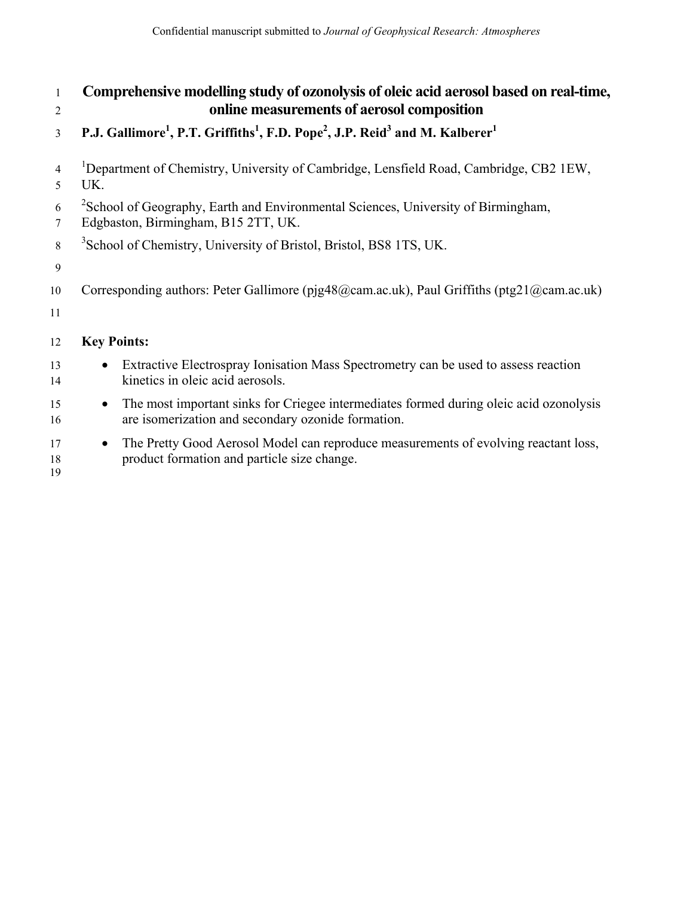# Comprehensive modelling study of ozonolysis of oleic acid aerosol based on real-time, online measurements of aerosol composition

**P.J. Gallimore[1], P.T. Griffiths[1], F.D. Pope[2], J.P. Reid[3] and M. Kalberer[1]**

[1]Department of Chemistry, University of Cambridge, Lensfield Road, Cambridge, CB2 1EW, UK.

[2]School of Geography, Earth and Environmental Sciences, University of Birmingham, Edgbaston, Birmingham, B15 2TT, UK.

[3]School of Chemistry, University of Bristol, Bristol, BS8 1TS, UK.

Corresponding authors: Peter Gallimore (pjg48@cam.ac.uk), Paul Griffiths (ptg21@cam.ac.uk)

**Key Points:**

- Extractive Electrospray Ionisation Mass Spectrometry can be used to assess reaction kinetics in oleic acid aerosols.
- The most important sinks for Criegee intermediates formed during oleic acid ozonolysis are isomerization and secondary ozonide formation.
- The Pretty Good Aerosol Model can reproduce measurements of evolving reactant loss, product formation and particle size change.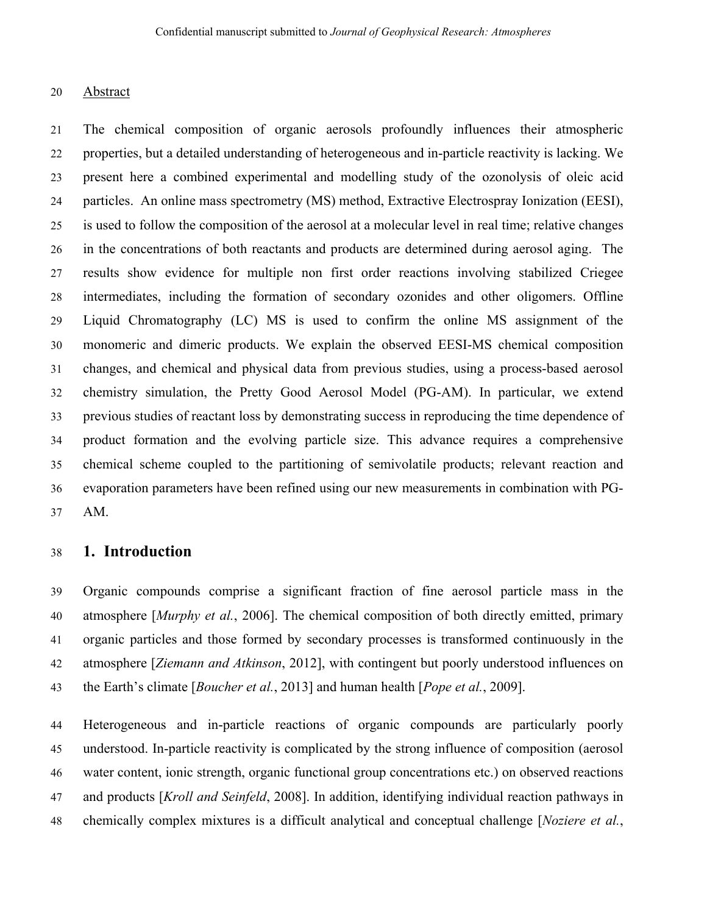Abstract

The chemical composition of organic aerosols profoundly influences their atmospheric properties, but a detailed understanding of heterogeneous and in-particle reactivity is lacking. We present here a combined experimental and modelling study of the ozonolysis of oleic acid particles. An online mass spectrometry (MS) method, Extractive Electrospray Ionization (EESI), is used to follow the composition of the aerosol at a molecular level in real time; relative changes in the concentrations of both reactants and products are determined during aerosol aging. The results show evidence for multiple non first order reactions involving stabilized Criegee intermediates, including the formation of secondary ozonides and other oligomers. Offline Liquid Chromatography (LC) MS is used to confirm the online MS assignment of the monomeric and dimeric products. We explain the observed EESI-MS chemical composition changes, and chemical and physical data from previous studies, using a process-based aerosol chemistry simulation, the Pretty Good Aerosol Model (PG-AM). In particular, we extend previous studies of reactant loss by demonstrating success in reproducing the time dependence of product formation and the evolving particle size. This advance requires a comprehensive chemical scheme coupled to the partitioning of semivolatile products; relevant reaction and evaporation parameters have been refined using our new measurements in combination with PG-AM.

# 1. Introduction

Organic compounds comprise a significant fraction of fine aerosol particle mass in the atmosphere [*Murphy et al.*, 2006]. The chemical composition of both directly emitted, primary organic particles and those formed by secondary processes is transformed continuously in the atmosphere [*Ziemann and Atkinson*, 2012], with contingent but poorly understood influences on the Earth's climate [*Boucher et al.*, 2013] and human health [*Pope et al.*, 2009].

Heterogeneous and in-particle reactions of organic compounds are particularly poorly understood. In-particle reactivity is complicated by the strong influence of composition (aerosol water content, ionic strength, organic functional group concentrations etc.) on observed reactions and products [*Kroll and Seinfeld*, 2008]. In addition, identifying individual reaction pathways in chemically complex mixtures is a difficult analytical and conceptual challenge [*Noziere et al.*,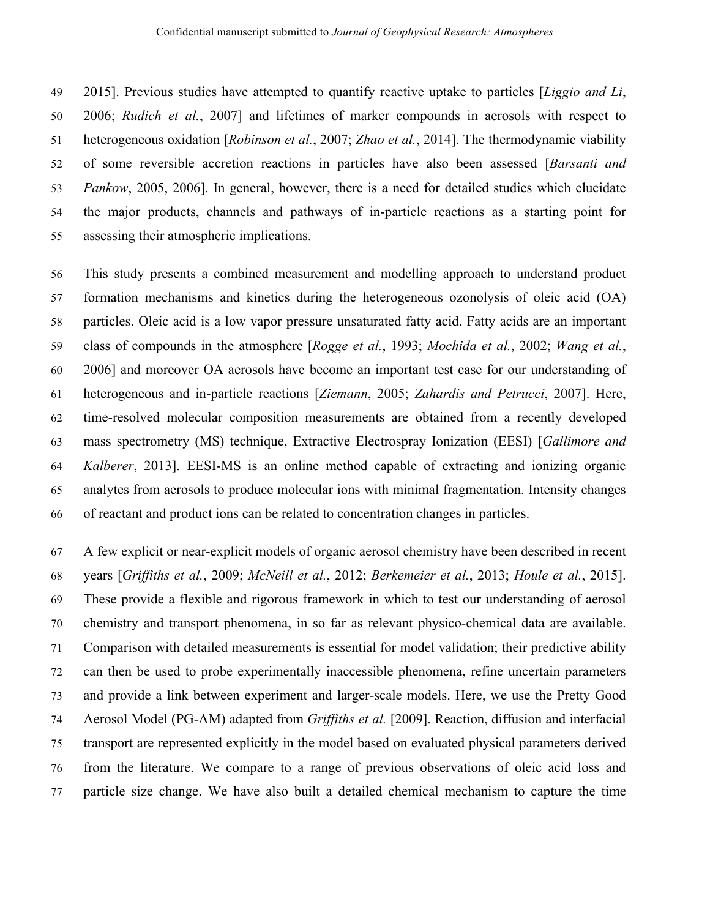2015]. Previous studies have attempted to quantify reactive uptake to particles [*Liggio and Li*, 2006; *Rudich et al.*, 2007] and lifetimes of marker compounds in aerosols with respect to heterogeneous oxidation [*Robinson et al.*, 2007; *Zhao et al.*, 2014]. The thermodynamic viability of some reversible accretion reactions in particles have also been assessed [*Barsanti and Pankow*, 2005, 2006]. In general, however, there is a need for detailed studies which elucidate the major products, channels and pathways of in-particle reactions as a starting point for assessing their atmospheric implications.

This study presents a combined measurement and modelling approach to understand product formation mechanisms and kinetics during the heterogeneous ozonolysis of oleic acid (OA) particles. Oleic acid is a low vapor pressure unsaturated fatty acid. Fatty acids are an important class of compounds in the atmosphere [*Rogge et al.*, 1993; *Mochida et al.*, 2002; *Wang et al.*, 2006] and moreover OA aerosols have become an important test case for our understanding of heterogeneous and in-particle reactions [*Ziemann*, 2005; *Zahardis and Petrucci*, 2007]. Here, time-resolved molecular composition measurements are obtained from a recently developed mass spectrometry (MS) technique, Extractive Electrospray Ionization (EESI) [*Gallimore and Kalberer*, 2013]. EESI-MS is an online method capable of extracting and ionizing organic analytes from aerosols to produce molecular ions with minimal fragmentation. Intensity changes of reactant and product ions can be related to concentration changes in particles.

A few explicit or near-explicit models of organic aerosol chemistry have been described in recent years [*Griffiths et al.*, 2009; *McNeill et al.*, 2012; *Berkemeier et al.*, 2013; *Houle et al.*, 2015]. These provide a flexible and rigorous framework in which to test our understanding of aerosol chemistry and transport phenomena, in so far as relevant physico-chemical data are available. Comparison with detailed measurements is essential for model validation; their predictive ability can then be used to probe experimentally inaccessible phenomena, refine uncertain parameters and provide a link between experiment and larger-scale models. Here, we use the Pretty Good Aerosol Model (PG-AM) adapted from *Griffiths et al.* [2009]. Reaction, diffusion and interfacial transport are represented explicitly in the model based on evaluated physical parameters derived from the literature. We compare to a range of previous observations of oleic acid loss and particle size change. We have also built a detailed chemical mechanism to capture the time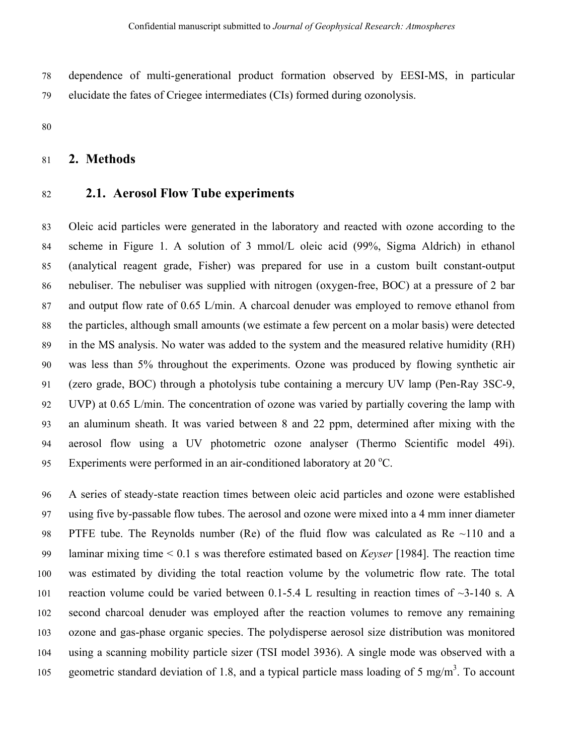dependence of multi-generational product formation observed by EESI-MS, in particular elucidate the fates of Criegee intermediates (CIs) formed during ozonolysis.

## 2. Methods

### 2.1. Aerosol Flow Tube experiments

Oleic acid particles were generated in the laboratory and reacted with ozone according to the scheme in Figure 1. A solution of 3 mmol/L oleic acid (99%, Sigma Aldrich) in ethanol (analytical reagent grade, Fisher) was prepared for use in a custom built constant-output nebuliser. The nebuliser was supplied with nitrogen (oxygen-free, BOC) at a pressure of 2 bar and output flow rate of 0.65 L/min. A charcoal denuder was employed to remove ethanol from the particles, although small amounts (we estimate a few percent on a molar basis) were detected in the MS analysis. No water was added to the system and the measured relative humidity (RH) was less than 5% throughout the experiments. Ozone was produced by flowing synthetic air (zero grade, BOC) through a photolysis tube containing a mercury UV lamp (Pen-Ray 3SC-9, UVP) at 0.65 L/min. The concentration of ozone was varied by partially covering the lamp with an aluminum sheath. It was varied between 8 and 22 ppm, determined after mixing with the aerosol flow using a UV photometric ozone analyser (Thermo Scientific model 49i). Experiments were performed in an air-conditioned laboratory at 20 $^{o}$C.

A series of steady-state reaction times between oleic acid particles and ozone were established using five by-passable flow tubes. The aerosol and ozone were mixed into a 4 mm inner diameter PTFE tube. The Reynolds number (Re) of the fluid flow was calculated as Re ~110 and a laminar mixing time < 0.1 s was therefore estimated based on *Keyser* [1984]. The reaction time was estimated by dividing the total reaction volume by the volumetric flow rate. The total reaction volume could be varied between 0.1-5.4 L resulting in reaction times of ~3-140 s. A second charcoal denuder was employed after the reaction volumes to remove any remaining ozone and gas-phase organic species. The polydisperse aerosol size distribution was monitored using a scanning mobility particle sizer (TSI model 3936). A single mode was observed with a geometric standard deviation of 1.8, and a typical particle mass loading of 5 mg/m$^3$. To account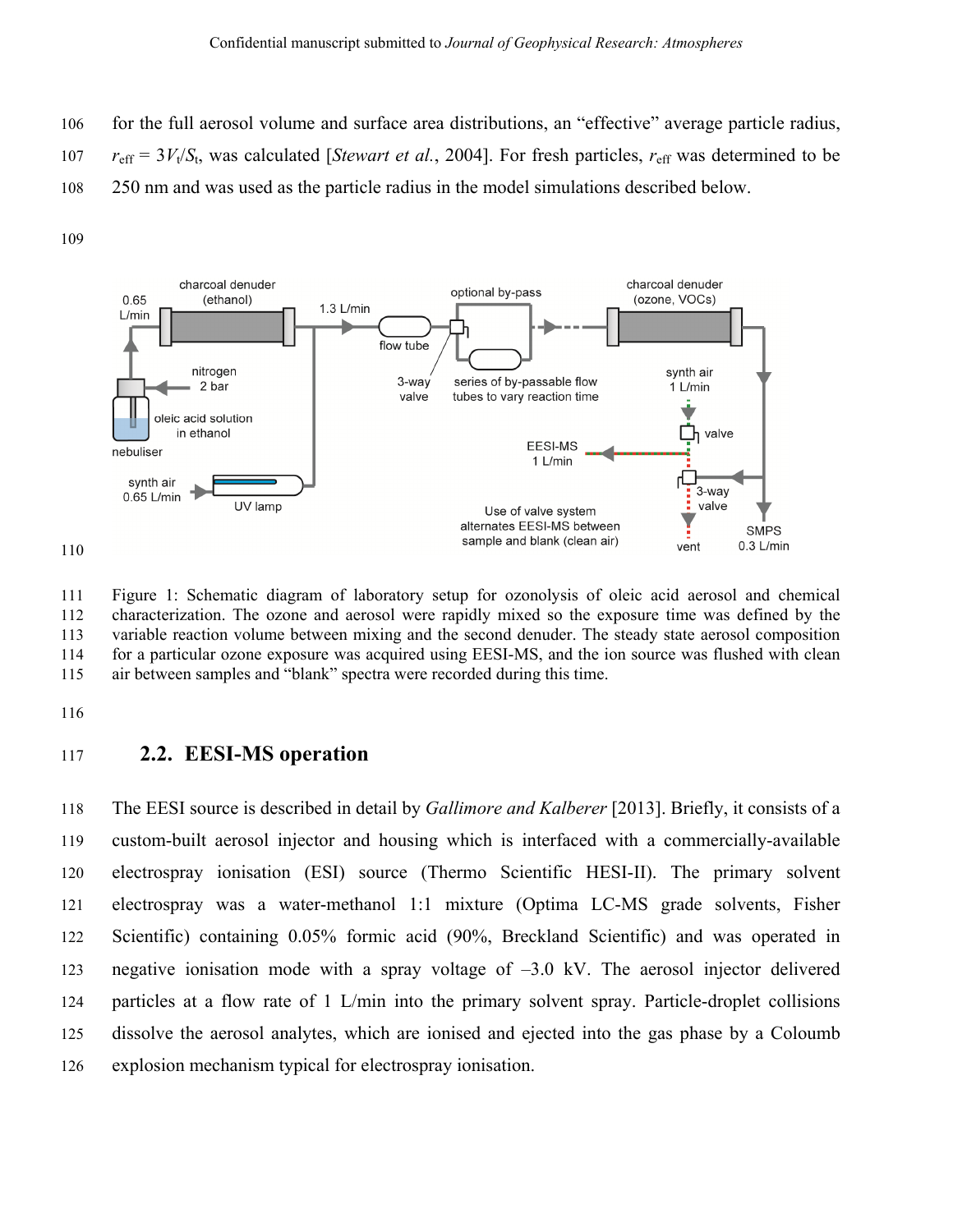for the full aerosol volume and surface area distributions, an "effective" average particle radius, $r_{\mathrm{eff}} = 3V_t/S_t$, was calculated [*Stewart et al.*, 2004]. For fresh particles, $r_{\mathrm{eff}}$ was determined to be 250 nm and was used as the particle radius in the model simulations described below.

Figure 1: Schematic diagram of laboratory setup for ozonolysis of oleic acid aerosol and chemical characterization. The ozone and aerosol were rapidly mixed so the exposure time was defined by the variable reaction volume between mixing and the second denuder. The steady state aerosol composition for a particular ozone exposure was acquired using EESI-MS, and the ion source was flushed with clean air between samples and "blank" spectra were recorded during this time.

## 2.2. EESI-MS operation

The EESI source is described in detail by *Gallimore and Kalberer* [2013]. Briefly, it consists of a custom-built aerosol injector and housing which is interfaced with a commercially-available electrospray ionisation (ESI) source (Thermo Scientific HESI-II). The primary solvent electrospray was a water-methanol 1:1 mixture (Optima LC-MS grade solvents, Fisher Scientific) containing 0.05% formic acid (90%, Breckland Scientific) and was operated in negative ionisation mode with a spray voltage of –3.0 kV. The aerosol injector delivered particles at a flow rate of 1 L/min into the primary solvent spray. Particle-droplet collisions dissolve the aerosol analytes, which are ionised and ejected into the gas phase by a Coloumb explosion mechanism typical for electrospray ionisation.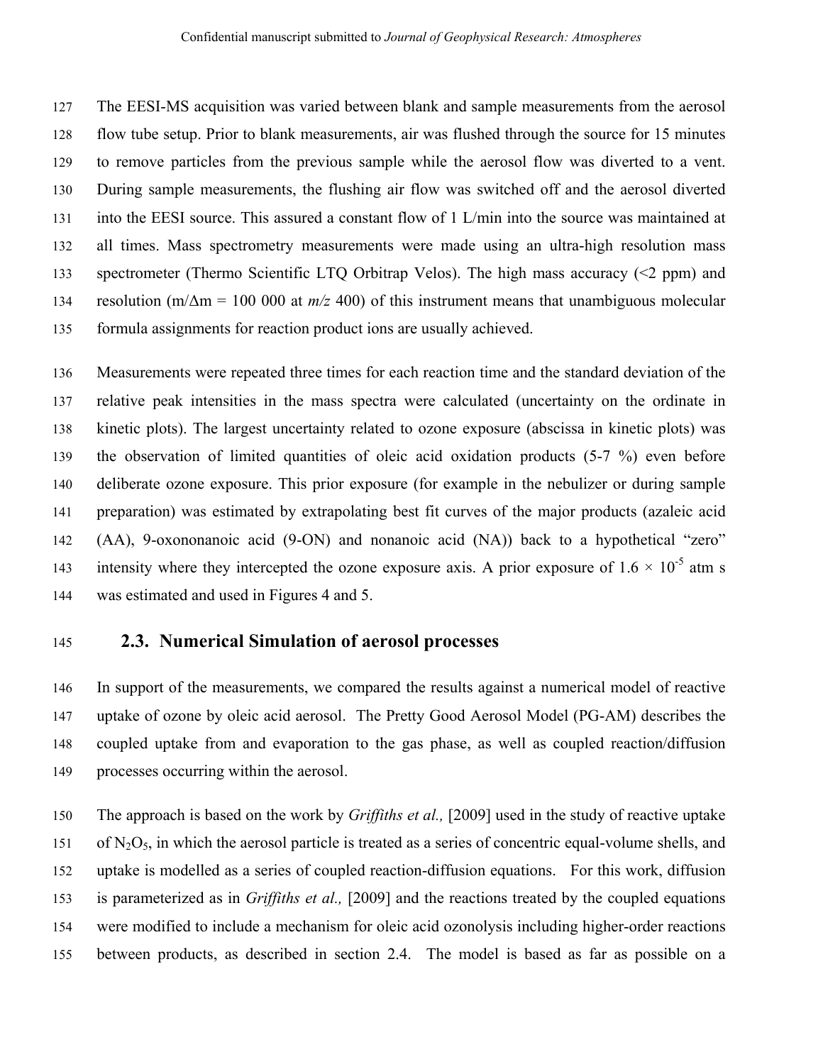The EESI-MS acquisition was varied between blank and sample measurements from the aerosol flow tube setup. Prior to blank measurements, air was flushed through the source for 15 minutes to remove particles from the previous sample while the aerosol flow was diverted to a vent. During sample measurements, the flushing air flow was switched off and the aerosol diverted into the EESI source. This assured a constant flow of 1 L/min into the source was maintained at all times. Mass spectrometry measurements were made using an ultra-high resolution mass spectrometer (Thermo Scientific LTQ Orbitrap Velos). The high mass accuracy (<2 ppm) and resolution ($m/\Delta m$ = 100 000 at *m/z* 400) of this instrument means that unambiguous molecular formula assignments for reaction product ions are usually achieved.

Measurements were repeated three times for each reaction time and the standard deviation of the relative peak intensities in the mass spectra were calculated (uncertainty on the ordinate in kinetic plots). The largest uncertainty related to ozone exposure (abscissa in kinetic plots) was the observation of limited quantities of oleic acid oxidation products (5-7 %) even before deliberate ozone exposure. This prior exposure (for example in the nebulizer or during sample preparation) was estimated by extrapolating best fit curves of the major products (azaleic acid (AA), 9-oxononanoic acid (9-ON) and nonanoic acid (NA)) back to a hypothetical "zero" intensity where they intercepted the ozone exposure axis. A prior exposure of $1.6 \times 10^{-5}$ atm s was estimated and used in Figures 4 and 5.

## 2.3. Numerical Simulation of aerosol processes

In support of the measurements, we compared the results against a numerical model of reactive uptake of ozone by oleic acid aerosol. The Pretty Good Aerosol Model (PG-AM) describes the coupled uptake from and evaporation to the gas phase, as well as coupled reaction/diffusion processes occurring within the aerosol.

The approach is based on the work by *Griffiths et al.,* [2009] used in the study of reactive uptake of $N_2O_5$, in which the aerosol particle is treated as a series of concentric equal-volume shells, and uptake is modelled as a series of coupled reaction-diffusion equations. For this work, diffusion is parameterized as in *Griffiths et al.,* [2009] and the reactions treated by the coupled equations were modified to include a mechanism for oleic acid ozonolysis including higher-order reactions between products, as described in section 2.4. The model is based as far as possible on a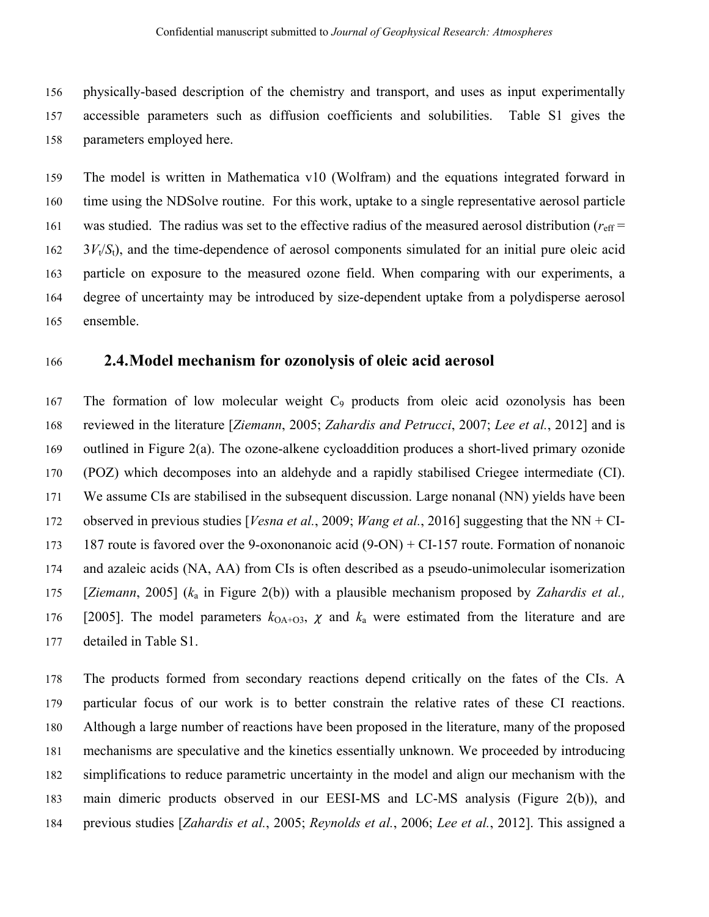physically-based description of the chemistry and transport, and uses as input experimentally accessible parameters such as diffusion coefficients and solubilities. Table S1 gives the parameters employed here.

The model is written in Mathematica v10 (Wolfram) and the equations integrated forward in time using the NDSolve routine. For this work, uptake to a single representative aerosol particle was studied. The radius was set to the effective radius of the measured aerosol distribution ($r_{\text{eff}} = 3V_t/S_t$), and the time-dependence of aerosol components simulated for an initial pure oleic acid particle on exposure to the measured ozone field. When comparing with our experiments, a degree of uncertainty may be introduced by size-dependent uptake from a polydisperse aerosol ensemble.

## 2.4. Model mechanism for ozonolysis of oleic acid aerosol

The formation of low molecular weight $C_9$ products from oleic acid ozonolysis has been reviewed in the literature [*Ziemann*, 2005; *Zahardis and Petrucci*, 2007; *Lee et al.*, 2012] and is outlined in Figure 2(a). The ozone-alkene cycloaddition produces a short-lived primary ozonide (POZ) which decomposes into an aldehyde and a rapidly stabilised Criegee intermediate (CI). We assume CIs are stabilised in the subsequent discussion. Large nonanal (NN) yields have been observed in previous studies [*Vesna et al.*, 2009; *Wang et al.*, 2016] suggesting that the NN + CI-187 route is favored over the 9-oxononanoic acid (9-ON) + CI-157 route. Formation of nonanoic and azaleic acids (NA, AA) from CIs is often described as a pseudo-unimolecular isomerization [*Ziemann*, 2005] ($k_a$ in Figure 2(b)) with a plausible mechanism proposed by *Zahardis et al.,* [2005]. The model parameters $k_{\text{OA+O3}}$, $\chi$ and $k_a$ were estimated from the literature and are detailed in Table S1.

The products formed from secondary reactions depend critically on the fates of the CIs. A particular focus of our work is to better constrain the relative rates of these CI reactions. Although a large number of reactions have been proposed in the literature, many of the proposed mechanisms are speculative and the kinetics essentially unknown. We proceeded by introducing simplifications to reduce parametric uncertainty in the model and align our mechanism with the main dimeric products observed in our EESI-MS and LC-MS analysis (Figure 2(b)), and previous studies [*Zahardis et al.*, 2005; *Reynolds et al.*, 2006; *Lee et al.*, 2012]. This assigned a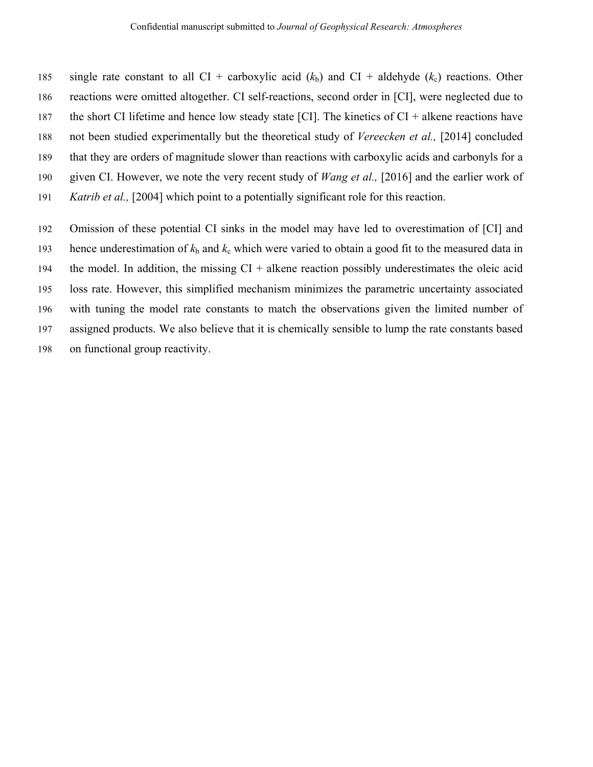single rate constant to all CI + carboxylic acid ($k_b$) and CI + aldehyde ($k_c$) reactions. Other reactions were omitted altogether. CI self-reactions, second order in [CI], were neglected due to the short CI lifetime and hence low steady state [CI]. The kinetics of CI + alkene reactions have not been studied experimentally but the theoretical study of *Vereecken et al.,* [2014] concluded that they are orders of magnitude slower than reactions with carboxylic acids and carbonyls for a given CI. However, we note the very recent study of *Wang et al.,* [2016] and the earlier work of *Katrib et al.,* [2004] which point to a potentially significant role for this reaction.

Omission of these potential CI sinks in the model may have led to overestimation of [CI] and hence underestimation of $k_b$ and $k_c$ which were varied to obtain a good fit to the measured data in the model. In addition, the missing CI + alkene reaction possibly underestimates the oleic acid loss rate. However, this simplified mechanism minimizes the parametric uncertainty associated with tuning the model rate constants to match the observations given the limited number of assigned products. We also believe that it is chemically sensible to lump the rate constants based on functional group reactivity.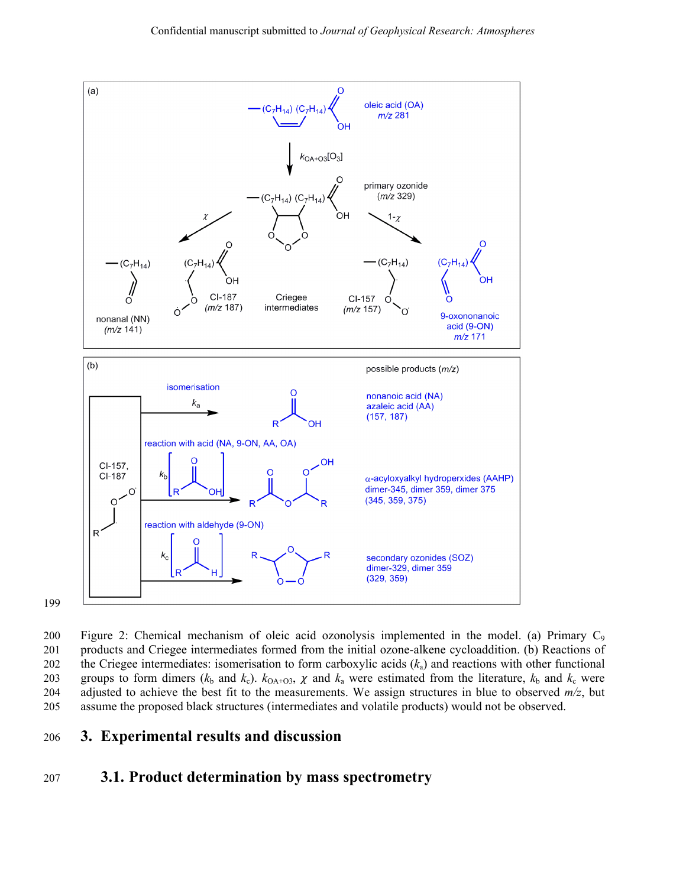Figure 2: Chemical mechanism of oleic acid ozonolysis implemented in the model. (a) Primary $C_9$ products and Criegee intermediates formed from the initial ozone-alkene cycloaddition. (b) Reactions of the Criegee intermediates: isomerisation to form carboxylic acids ($k_a$) and reactions with other functional groups to form dimers ($k_b$ and $k_c$). $k_{OA+O3}$, $\chi$ and $k_a$ were estimated from the literature, $k_b$ and $k_c$ were adjusted to achieve the best fit to the measurements. We assign structures in blue to observed *m/z*, but assume the proposed black structures (intermediates and volatile products) would not be observed.

## 3. Experimental results and discussion

### 3.1. Product determination by mass spectrometry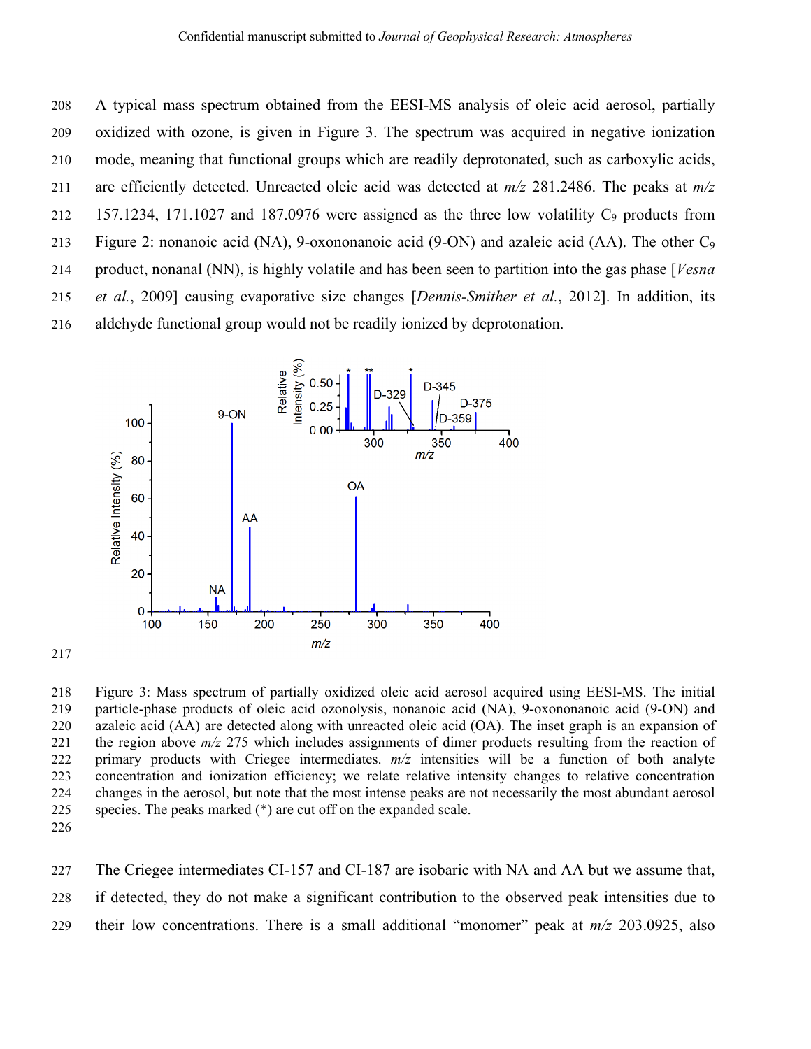A typical mass spectrum obtained from the EESI-MS analysis of oleic acid aerosol, partially oxidized with ozone, is given in Figure 3. The spectrum was acquired in negative ionization mode, meaning that functional groups which are readily deprotonated, such as carboxylic acids, are efficiently detected. Unreacted oleic acid was detected at *m/z* 281.2486. The peaks at *m/z* 157.1234, 171.1027 and 187.0976 were assigned as the three low volatility $C_9$ products from Figure 2: nonanoic acid (NA), 9-oxononanoic acid (9-ON) and azaleic acid (AA). The other $C_9$ product, nonanal (NN), is highly volatile and has been seen to partition into the gas phase [*Vesna et al.*, 2009] causing evaporative size changes [*Dennis-Smither et al.*, 2012]. In addition, its aldehyde functional group would not be readily ionized by deprotonation.

Figure 3: Mass spectrum of partially oxidized oleic acid aerosol acquired using EESI-MS. The initial particle-phase products of oleic acid ozonolysis, nonanoic acid (NA), 9-oxononanoic acid (9-ON) and azaleic acid (AA) are detected along with unreacted oleic acid (OA). The inset graph is an expansion of the region above *m/z* 275 which includes assignments of dimer products resulting from the reaction of primary products with Criegee intermediates. *m/z* intensities will be a function of both analyte concentration and ionization efficiency; we relate relative intensity changes to relative concentration changes in the aerosol, but note that the most intense peaks are not necessarily the most abundant aerosol species. The peaks marked (*) are cut off on the expanded scale.

The Criegee intermediates CI-157 and CI-187 are isobaric with NA and AA but we assume that, if detected, they do not make a significant contribution to the observed peak intensities due to their low concentrations. There is a small additional "monomer" peak at *m/z* 203.0925, also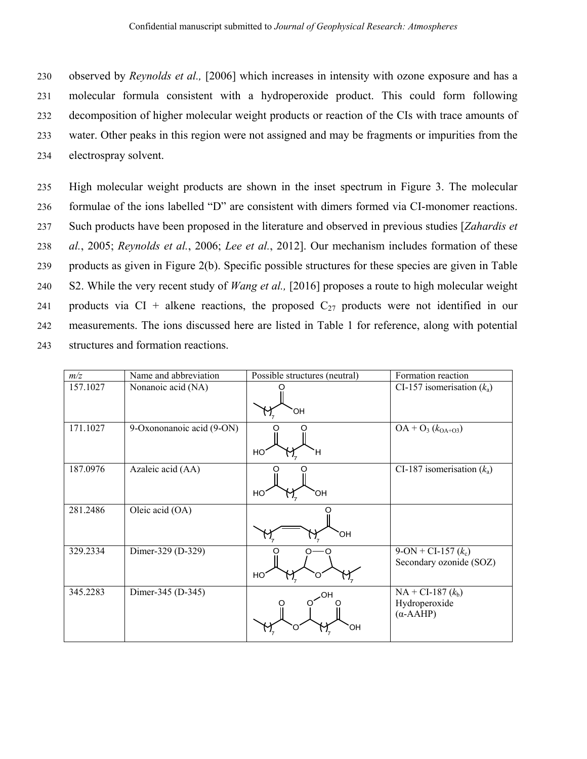observed by *Reynolds et al.,* [2006] which increases in intensity with ozone exposure and has a molecular formula consistent with a hydroperoxide product. This could form following decomposition of higher molecular weight products or reaction of the CIs with trace amounts of water. Other peaks in this region were not assigned and may be fragments or impurities from the electrospray solvent.

High molecular weight products are shown in the inset spectrum in Figure 3. The molecular formulae of the ions labelled "D" are consistent with dimers formed via CI-monomer reactions. Such products have been proposed in the literature and observed in previous studies [*Zahardis et al.*, 2005; *Reynolds et al.*, 2006; *Lee et al.*, 2012]. Our mechanism includes formation of these products as given in Figure 2(b). Specific possible structures for these species are given in Table S2. While the very recent study of *Wang et al.,* [2016] proposes a route to high molecular weight products via CI + alkene reactions, the proposed $C_{27}$ products were not identified in our measurements. The ions discussed here are listed in Table 1 for reference, along with potential structures and formation reactions.

| *m/z* | Name and abbreviation | Possible structures (neutral) | Formation reaction |
|---|---|---|---|
| 157.1027 | Nonanoic acid (NA) | | CI-157 isomerisation ($k_a$) |
| 171.1027 | 9-Oxononanoic acid (9-ON) | | OA + $O_3$ ($k_{OA+O3}$) |
| 187.0976 | Azaleic acid (AA) | | CI-187 isomerisation ($k_a$) |
| 281.2486 | Oleic acid (OA) | | |
| 329.2334 | Dimer-329 (D-329) | | 9-ON + CI-157 ($k_c$)<br>Secondary ozonide (SOZ) |
| 345.2283 | Dimer-345 (D-345) | | NA + CI-187 ($k_b$)<br>Hydroperoxide<br>(α-AAHP) |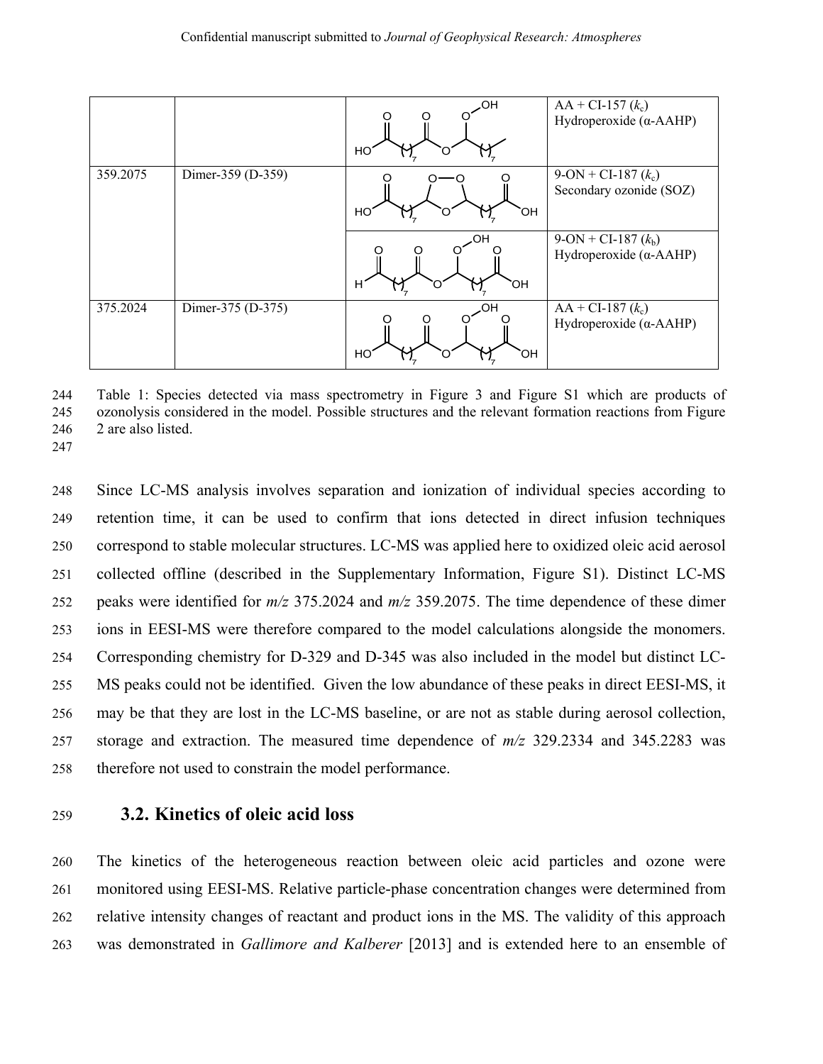| | | | AA + CI-157 ($k_c$) Hydroperoxide (α-AAHP) |
|---|---|---|---|
| 359.2075 | Dimer-359 (D-359) | | 9-ON + CI-187 ($k_c$) Secondary ozonide (SOZ) |
| | | | 9-ON + CI-187 ($k_b$) Hydroperoxide (α-AAHP) |
| 375.2024 | Dimer-375 (D-375) | | AA + CI-187 ($k_c$) Hydroperoxide (α-AAHP) |

Table 1: Species detected via mass spectrometry in Figure 3 and Figure S1 which are products of ozonolysis considered in the model. Possible structures and the relevant formation reactions from Figure 2 are also listed.

Since LC-MS analysis involves separation and ionization of individual species according to retention time, it can be used to confirm that ions detected in direct infusion techniques correspond to stable molecular structures. LC-MS was applied here to oxidized oleic acid aerosol collected offline (described in the Supplementary Information, Figure S1). Distinct LC-MS peaks were identified for *m/z* 375.2024 and *m/z* 359.2075. The time dependence of these dimer ions in EESI-MS were therefore compared to the model calculations alongside the monomers. Corresponding chemistry for D-329 and D-345 was also included in the model but distinct LC-MS peaks could not be identified. Given the low abundance of these peaks in direct EESI-MS, it may be that they are lost in the LC-MS baseline, or are not as stable during aerosol collection, storage and extraction. The measured time dependence of *m/z* 329.2334 and 345.2283 was therefore not used to constrain the model performance.

### 3.2. Kinetics of oleic acid loss

The kinetics of the heterogeneous reaction between oleic acid particles and ozone were monitored using EESI-MS. Relative particle-phase concentration changes were determined from relative intensity changes of reactant and product ions in the MS. The validity of this approach was demonstrated in *Gallimore and Kalberer* [2013] and is extended here to an ensemble of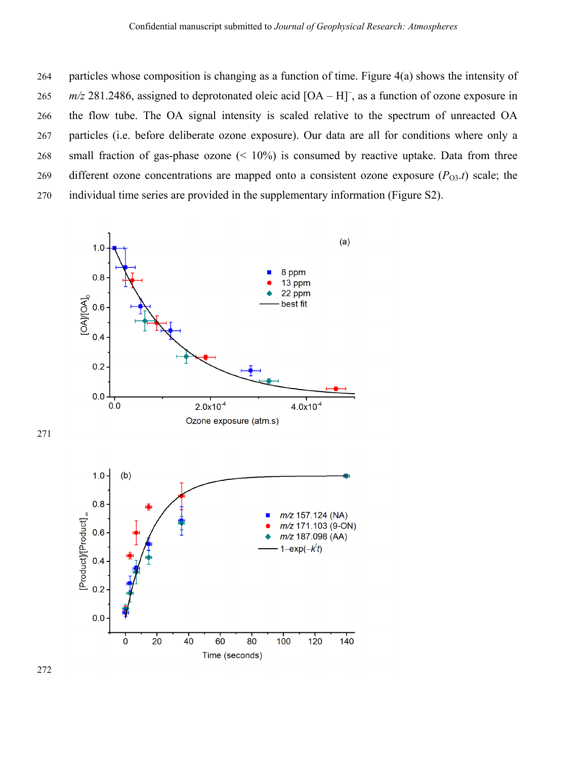particles whose composition is changing as a function of time. Figure 4(a) shows the intensity of *m/z* 281.2486, assigned to deprotonated oleic acid $[OA - H]^-$, as a function of ozone exposure in the flow tube. The OA signal intensity is scaled relative to the spectrum of unreacted OA particles (i.e. before deliberate ozone exposure). Our data are all for conditions where only a small fraction of gas-phase ozone (< 10%) is consumed by reactive uptake. Data from three different ozone concentrations are mapped onto a consistent ozone exposure ($P_{O3}.t$) scale; the individual time series are provided in the supplementary information (Figure S2).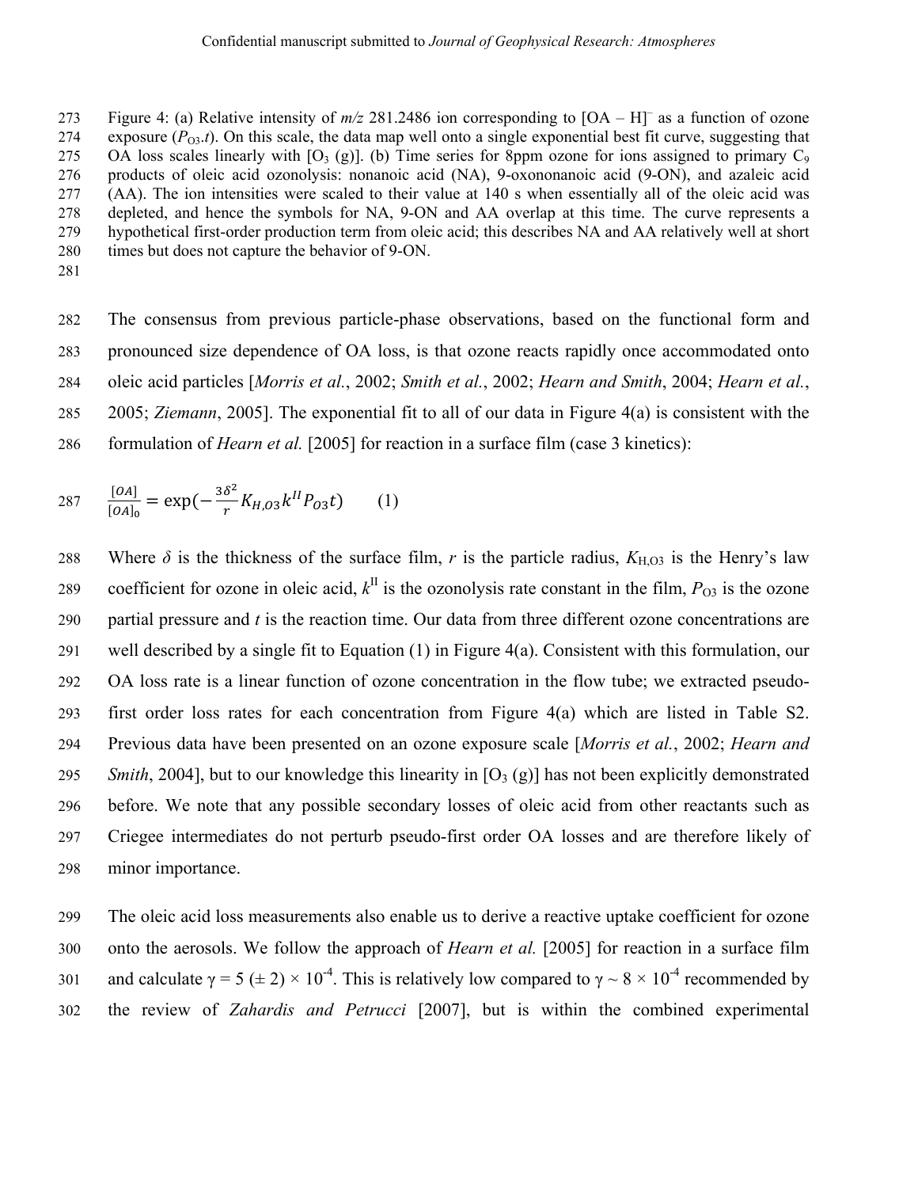Figure 4: (a) Relative intensity of *m/z* 281.2486 ion corresponding to $[OA – H]^-$ as a function of ozone exposure ($P_{O3}.t$). On this scale, the data map well onto a single exponential best fit curve, suggesting that OA loss scales linearly with $[O_3 (g)]$. (b) Time series for 8ppm ozone for ions assigned to primary $C_9$ products of oleic acid ozonolysis: nonanoic acid (NA), 9-oxononanoic acid (9-ON), and azaleic acid (AA). The ion intensities were scaled to their value at 140 s when essentially all of the oleic acid was depleted, and hence the symbols for NA, 9-ON and AA overlap at this time. The curve represents a hypothetical first-order production term from oleic acid; this describes NA and AA relatively well at short times but does not capture the behavior of 9-ON.

The consensus from previous particle-phase observations, based on the functional form and pronounced size dependence of OA loss, is that ozone reacts rapidly once accommodated onto oleic acid particles [*Morris et al.*, 2002; *Smith et al.*, 2002; *Hearn and Smith*, 2004; *Hearn et al.*, 2005; *Ziemann*, 2005]. The exponential fit to all of our data in Figure 4(a) is consistent with the formulation of *Hearn et al.* [2005] for reaction in a surface film (case 3 kinetics):

$$\frac{[OA]}{[OA]_0} = \exp(-\frac{3\delta^2}{r} K_{H,O3} k^{II} P_{O3} t) \qquad (1)$$

Where $\delta$ is the thickness of the surface film, $r$ is the particle radius, $K_{H,O3}$ is the Henry's law coefficient for ozone in oleic acid, $k^{II}$ is the ozonolysis rate constant in the film, $P_{O3}$ is the ozone partial pressure and $t$ is the reaction time. Our data from three different ozone concentrations are well described by a single fit to Equation (1) in Figure 4(a). Consistent with this formulation, our OA loss rate is a linear function of ozone concentration in the flow tube; we extracted pseudo-first order loss rates for each concentration from Figure 4(a) which are listed in Table S2. Previous data have been presented on an ozone exposure scale [*Morris et al.*, 2002; *Hearn and Smith*, 2004], but to our knowledge this linearity in $[O_3 (g)]$ has not been explicitly demonstrated before. We note that any possible secondary losses of oleic acid from other reactants such as Criegee intermediates do not perturb pseudo-first order OA losses and are therefore likely of minor importance.

The oleic acid loss measurements also enable us to derive a reactive uptake coefficient for ozone onto the aerosols. We follow the approach of *Hearn et al.* [2005] for reaction in a surface film and calculate $\gamma = 5 (\pm 2) \times 10^{-4}$. This is relatively low compared to $\gamma \sim 8 \times 10^{-4}$ recommended by the review of *Zahardis and Petrucci* [2007], but is within the combined experimental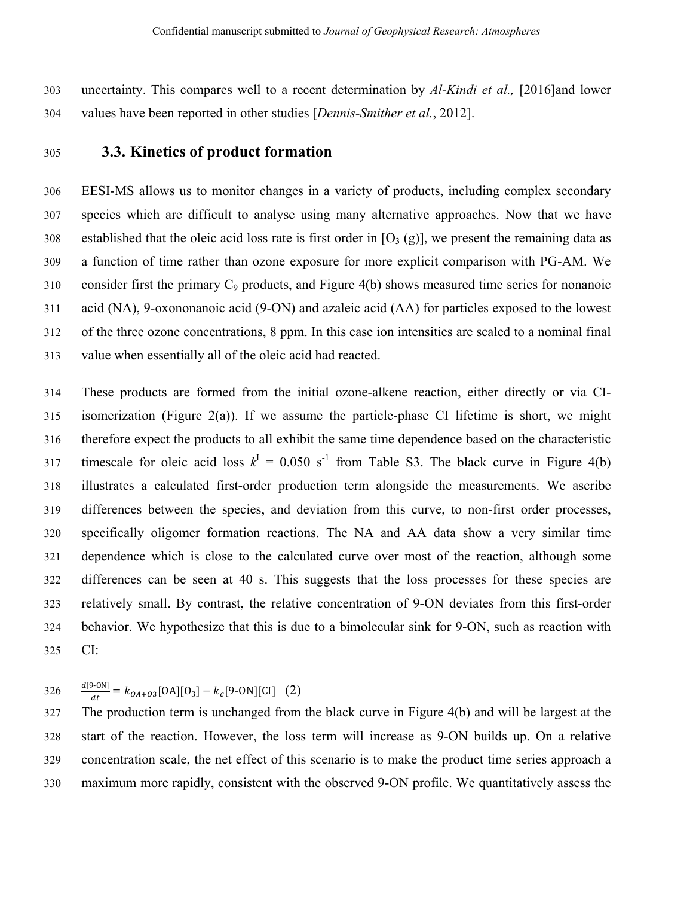uncertainty. This compares well to a recent determination by *Al-Kindi et al.,* [2016]and lower values have been reported in other studies [*Dennis-Smither et al.*, 2012].

### 3.3. Kinetics of product formation

EESI-MS allows us to monitor changes in a variety of products, including complex secondary species which are difficult to analyse using many alternative approaches. Now that we have established that the oleic acid loss rate is first order in [$O_3$ (g)], we present the remaining data as a function of time rather than ozone exposure for more explicit comparison with PG-AM. We consider first the primary $C_9$ products, and Figure 4(b) shows measured time series for nonanoic acid (NA), 9-oxononanoic acid (9-ON) and azaleic acid (AA) for particles exposed to the lowest of the three ozone concentrations, 8 ppm. In this case ion intensities are scaled to a nominal final value when essentially all of the oleic acid had reacted.

These products are formed from the initial ozone-alkene reaction, either directly or via CI-isomerization (Figure 2(a)). If we assume the particle-phase CI lifetime is short, we might therefore expect the products to all exhibit the same time dependence based on the characteristic timescale for oleic acid loss $k^1$ = 0.050 s$^{-1}$ from Table S3. The black curve in Figure 4(b) illustrates a calculated first-order production term alongside the measurements. We ascribe differences between the species, and deviation from this curve, to non-first order processes, specifically oligomer formation reactions. The NA and AA data show a very similar time dependence which is close to the calculated curve over most of the reaction, although some differences can be seen at 40 s. This suggests that the loss processes for these species are relatively small. By contrast, the relative concentration of 9-ON deviates from this first-order behavior. We hypothesize that this is due to a bimolecular sink for 9-ON, such as reaction with CI:

$$\frac{d[\text{9-ON}]}{dt} = k_{OA+O3}[\text{OA}][\text{O}_3] - k_c[\text{9-ON}][\text{CI}] \quad (2)$$

The production term is unchanged from the black curve in Figure 4(b) and will be largest at the start of the reaction. However, the loss term will increase as 9-ON builds up. On a relative concentration scale, the net effect of this scenario is to make the product time series approach a maximum more rapidly, consistent with the observed 9-ON profile. We quantitatively assess the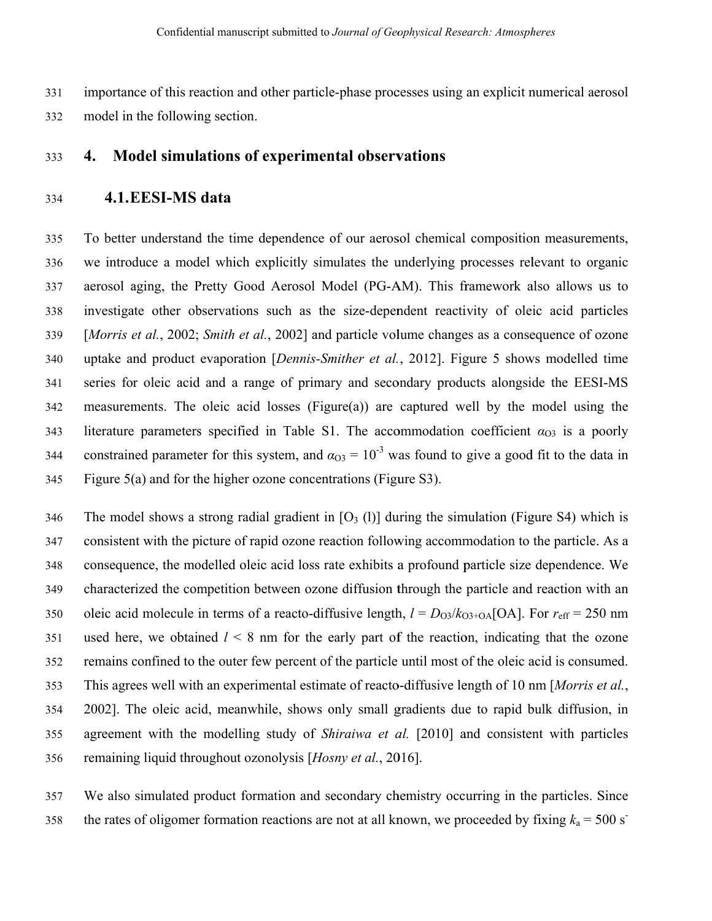importance of this reaction and other particle-phase processes using an explicit numerical aerosol model in the following section.

# 4. Model simulations of experimental observations

## 4.1. EESI-MS data

To better understand the time dependence of our aerosol chemical composition measurements, we introduce a model which explicitly simulates the underlying processes relevant to organic aerosol aging, the Pretty Good Aerosol Model (PG-AM). This framework also allows us to investigate other observations such as the size-dependent reactivity of oleic acid particles [*Morris et al.*, 2002; *Smith et al.*, 2002] and particle volume changes as a consequence of ozone uptake and product evaporation [*Dennis-Smither et al.*, 2012]. Figure 5 shows modelled time series for oleic acid and a range of primary and secondary products alongside the EESI-MS measurements. The oleic acid losses (Figure(a)) are captured well by the model using the literature parameters specified in Table S1. The accommodation coefficient $\alpha_{O3}$ is a poorly constrained parameter for this system, and $\alpha_{O3} = 10^{-3}$ was found to give a good fit to the data in Figure 5(a) and for the higher ozone concentrations (Figure S3).

The model shows a strong radial gradient in $[O_3\ (l)]$ during the simulation (Figure S4) which is consistent with the picture of rapid ozone reaction following accommodation to the particle. As a consequence, the modelled oleic acid loss rate exhibits a profound particle size dependence. We characterized the competition between ozone diffusion through the particle and reaction with an oleic acid molecule in terms of a reacto-diffusive length, $l = D_{O3}/k_{O3+OA}[OA]$. For $r_{eff} = 250$ nm used here, we obtained $l < 8$ nm for the early part of the reaction, indicating that the ozone remains confined to the outer few percent of the particle until most of the oleic acid is consumed. This agrees well with an experimental estimate of reacto-diffusive length of 10 nm [*Morris et al.*, 2002]. The oleic acid, meanwhile, shows only small gradients due to rapid bulk diffusion, in agreement with the modelling study of *Shiraiwa et al.* [2010] and consistent with particles remaining liquid throughout ozonolysis [*Hosny et al.*, 2016].

We also simulated product formation and secondary chemistry occurring in the particles. Since the rates of oligomer formation reactions are not at all known, we proceeded by fixing $k_a = 500\ s^{-}$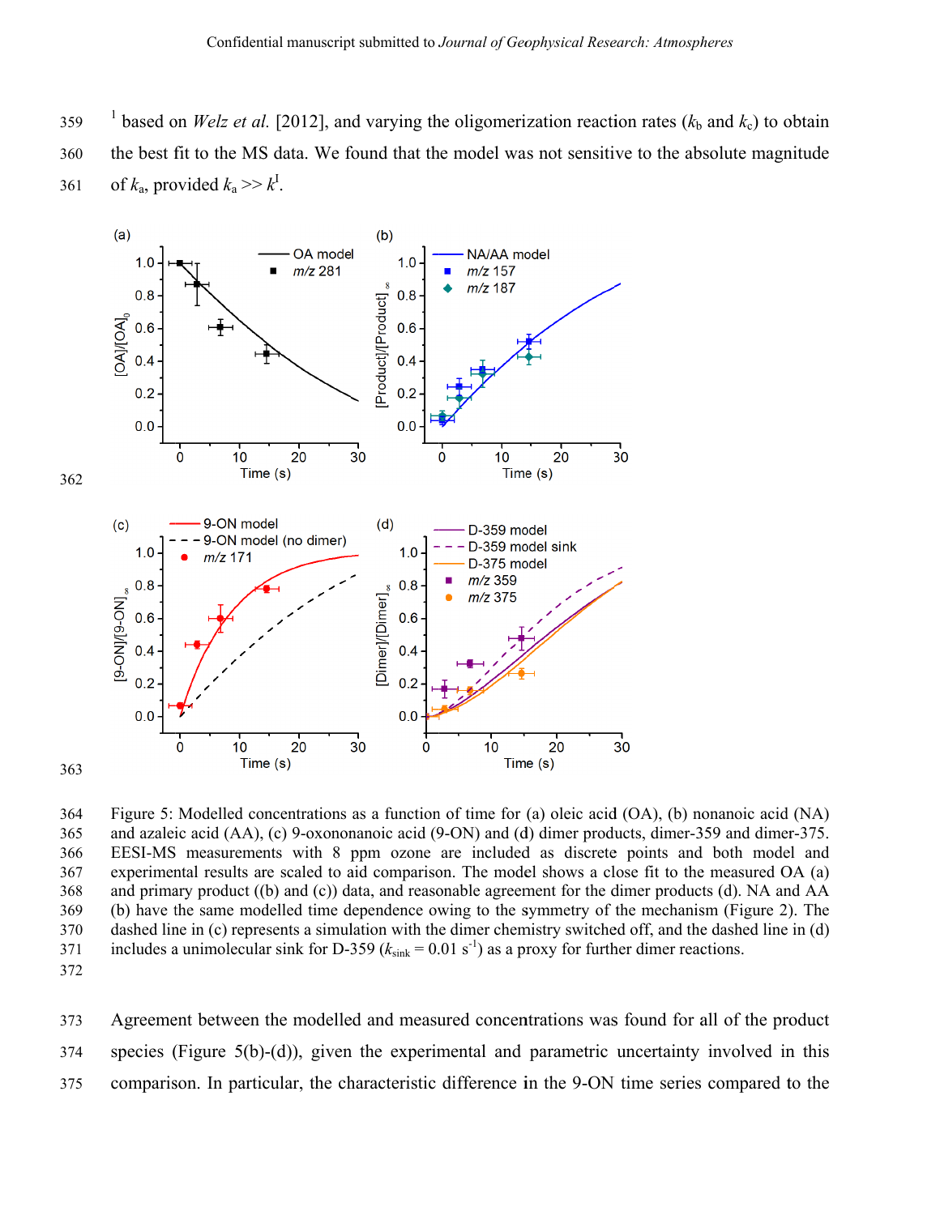[1] based on *Welz et al.* [2012], and varying the oligomerization reaction rates ($k_b$ and $k_c$) to obtain the best fit to the MS data. We found that the model was not sensitive to the absolute magnitude of $k_a$, provided $k_a >> k^I$.

Figure 5: Modelled concentrations as a function of time for (a) oleic acid (OA), (b) nonanoic acid (NA) and azaleic acid (AA), (c) 9-oxononanoic acid (9-ON) and (d) dimer products, dimer-359 and dimer-375. EESI-MS measurements with 8 ppm ozone are included as discrete points and both model and experimental results are scaled to aid comparison. The model shows a close fit to the measured OA (a) and primary product ((b) and (c)) data, and reasonable agreement for the dimer products (d). NA and AA (b) have the same modelled time dependence owing to the symmetry of the mechanism (Figure 2). The dashed line in (c) represents a simulation with the dimer chemistry switched off, and the dashed line in (d) includes a unimolecular sink for D-359 ($k_{sink} = 0.01$ s$^{-1}$) as a proxy for further dimer reactions.

Agreement between the modelled and measured concentrations was found for all of the product species (Figure 5(b)-(d)), given the experimental and parametric uncertainty involved in this comparison. In particular, the characteristic difference in the 9-ON time series compared to the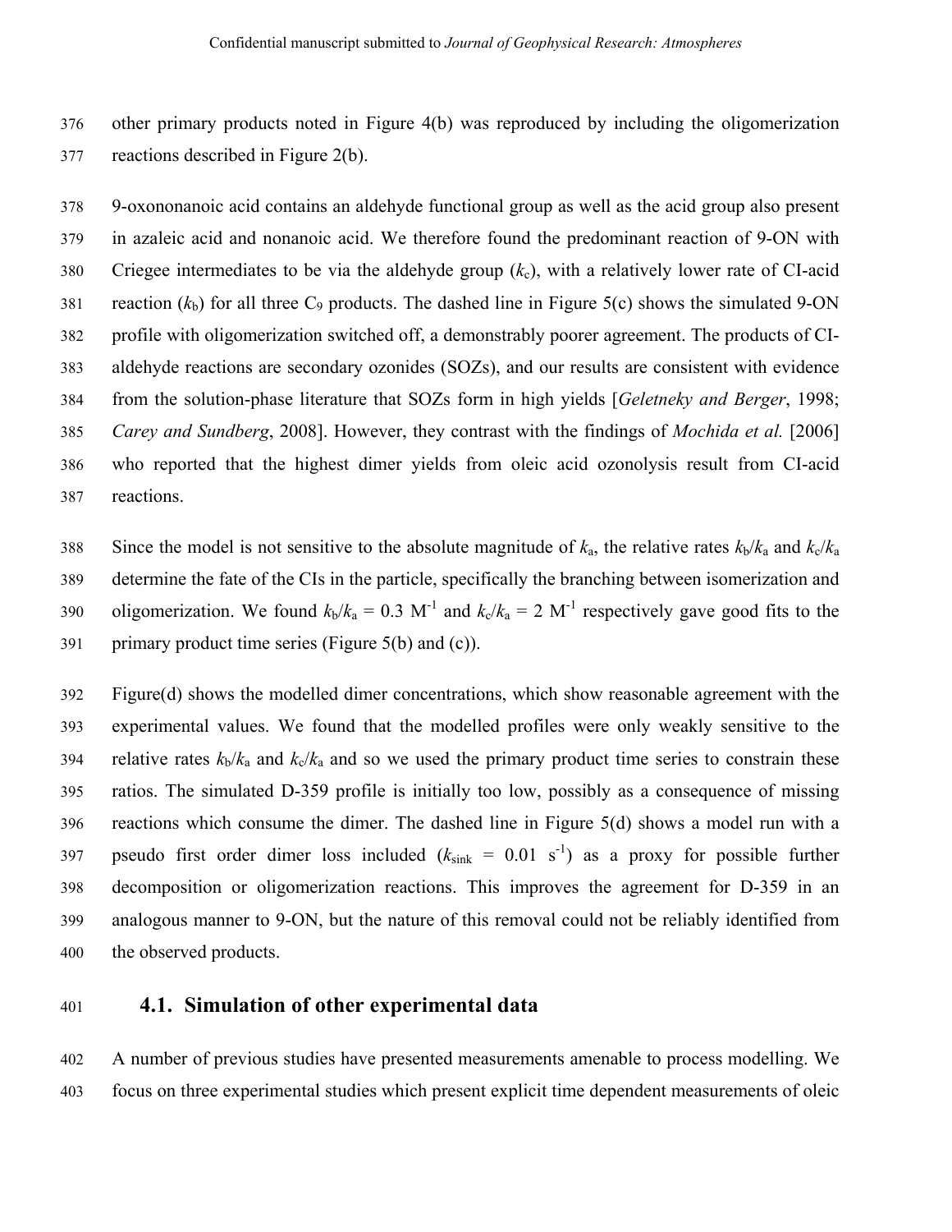other primary products noted in Figure 4(b) was reproduced by including the oligomerization reactions described in Figure 2(b).

9-oxononanoic acid contains an aldehyde functional group as well as the acid group also present in azaleic acid and nonanoic acid. We therefore found the predominant reaction of 9-ON with Criegee intermediates to be via the aldehyde group ($k_c$), with a relatively lower rate of CI-acid reaction ($k_b$) for all three $C_9$ products. The dashed line in Figure 5(c) shows the simulated 9-ON profile with oligomerization switched off, a demonstrably poorer agreement. The products of CI-aldehyde reactions are secondary ozonides (SOZs), and our results are consistent with evidence from the solution-phase literature that SOZs form in high yields [*Geletneky and Berger*, 1998; *Carey and Sundberg*, 2008]. However, they contrast with the findings of *Mochida et al.* [2006] who reported that the highest dimer yields from oleic acid ozonolysis result from CI-acid reactions.

Since the model is not sensitive to the absolute magnitude of $k_a$, the relative rates $k_b/k_a$ and $k_c/k_a$ determine the fate of the CIs in the particle, specifically the branching between isomerization and oligomerization. We found $k_b/k_a = 0.3$ $M^{-1}$ and $k_c/k_a = 2$ $M^{-1}$ respectively gave good fits to the primary product time series (Figure 5(b) and (c)).

Figure(d) shows the modelled dimer concentrations, which show reasonable agreement with the experimental values. We found that the modelled profiles were only weakly sensitive to the relative rates $k_b/k_a$ and $k_c/k_a$ and so we used the primary product time series to constrain these ratios. The simulated D-359 profile is initially too low, possibly as a consequence of missing reactions which consume the dimer. The dashed line in Figure 5(d) shows a model run with a pseudo first order dimer loss included ($k_{sink} = 0.01$ $s^{-1}$) as a proxy for possible further decomposition or oligomerization reactions. This improves the agreement for D-359 in an analogous manner to 9-ON, but the nature of this removal could not be reliably identified from the observed products.

### 4.1. Simulation of other experimental data

A number of previous studies have presented measurements amenable to process modelling. We focus on three experimental studies which present explicit time dependent measurements of oleic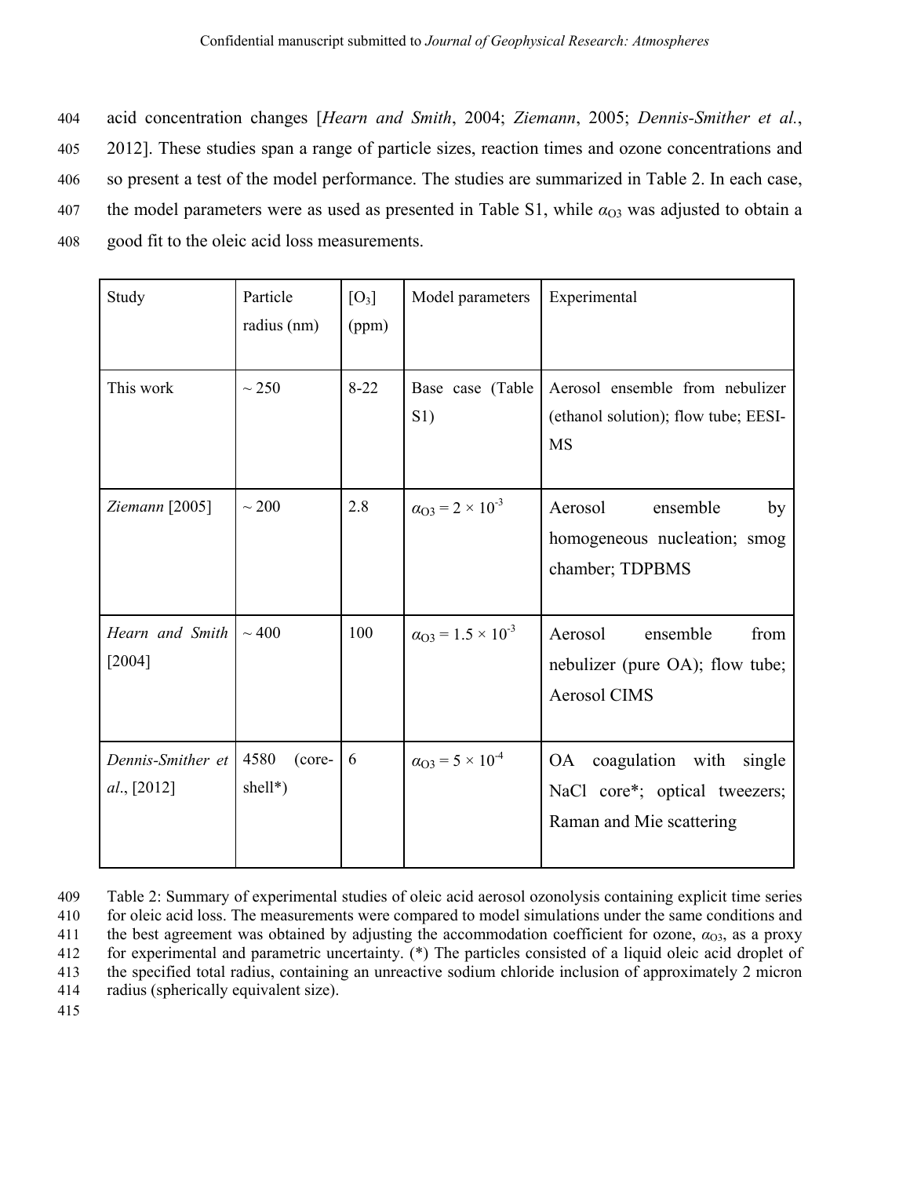acid concentration changes [*Hearn and Smith*, 2004; *Ziemann*, 2005; *Dennis-Smither et al.*, 2012]. These studies span a range of particle sizes, reaction times and ozone concentrations and so present a test of the model performance. The studies are summarized in Table 2. In each case, the model parameters were as used as presented in Table S1, while $\alpha_{O3}$ was adjusted to obtain a good fit to the oleic acid loss measurements.

| Study | Particle radius (nm) | $[O_3]$ (ppm) | Model parameters | Experimental |
|---|---|---|---|---|
| This work | ~ 250 | 8-22 | Base case (Table S1) | Aerosol ensemble from nebulizer (ethanol solution); flow tube; EESI-MS |
| *Ziemann* [2005] | ~ 200 | 2.8 | $\alpha_{O3} = 2 \times 10^{-3}$ | Aerosol ensemble by homogeneous nucleation; smog chamber; TDPBMS |
| *Hearn and Smith* [2004] | ~ 400 | 100 | $\alpha_{O3} = 1.5 \times 10^{-3}$ | Aerosol ensemble from nebulizer (pure OA); flow tube; Aerosol CIMS |
| *Dennis-Smither et al.*, [2012] | 4580 (core-shell*) | 6 | $\alpha_{O3} = 5 \times 10^{-4}$ | OA coagulation with single NaCl core*; optical tweezers; Raman and Mie scattering |

Table 2: Summary of experimental studies of oleic acid aerosol ozonolysis containing explicit time series for oleic acid loss. The measurements were compared to model simulations under the same conditions and the best agreement was obtained by adjusting the accommodation coefficient for ozone, $\alpha_{O3}$, as a proxy for experimental and parametric uncertainty. (*) The particles consisted of a liquid oleic acid droplet of the specified total radius, containing an unreactive sodium chloride inclusion of approximately 2 micron radius (spherically equivalent size).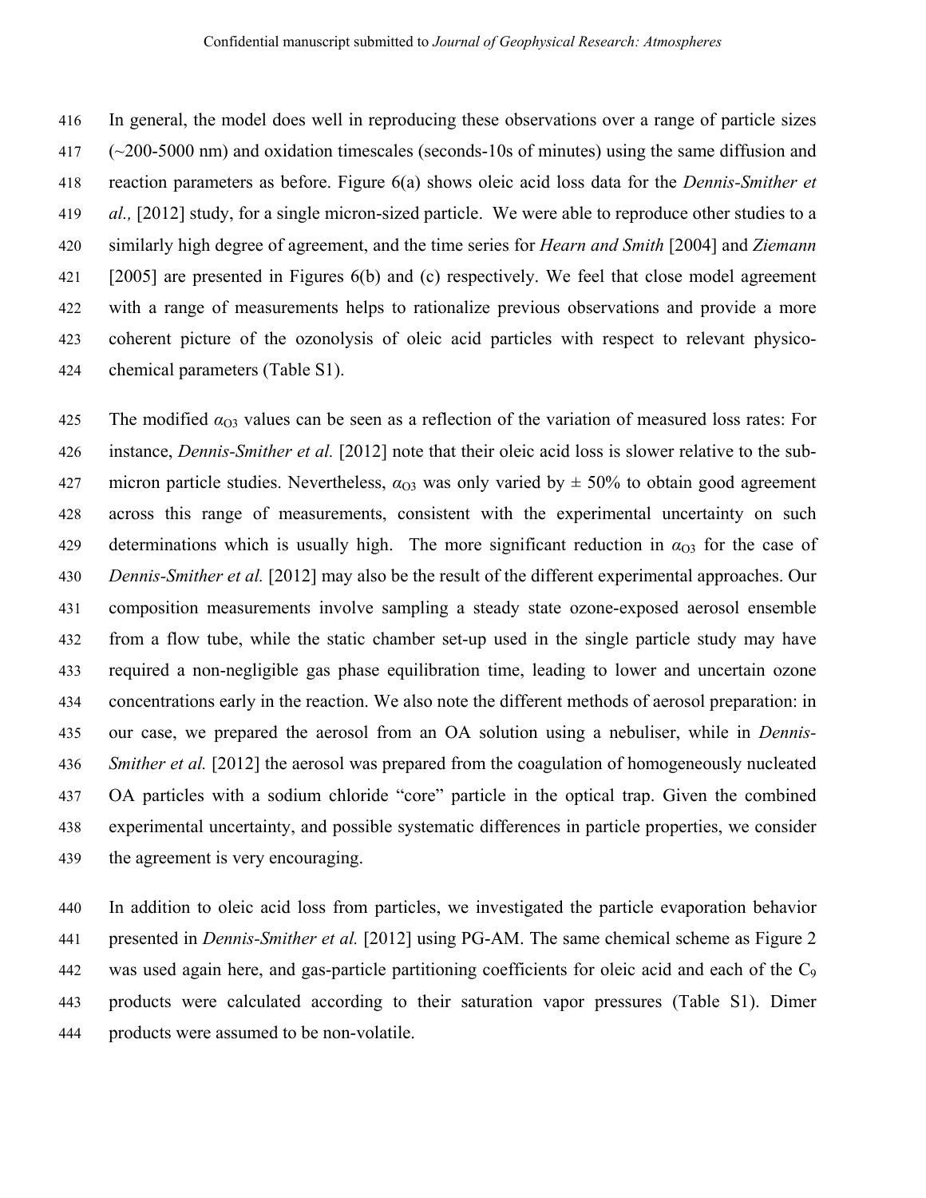In general, the model does well in reproducing these observations over a range of particle sizes (~200-5000 nm) and oxidation timescales (seconds-10s of minutes) using the same diffusion and reaction parameters as before. Figure 6(a) shows oleic acid loss data for the *Dennis-Smither et al.,* [2012] study, for a single micron-sized particle. We were able to reproduce other studies to a similarly high degree of agreement, and the time series for *Hearn and Smith* [2004] and *Ziemann* [2005] are presented in Figures 6(b) and (c) respectively. We feel that close model agreement with a range of measurements helps to rationalize previous observations and provide a more coherent picture of the ozonolysis of oleic acid particles with respect to relevant physico-chemical parameters (Table S1).

The modified $\alpha_{O3}$ values can be seen as a reflection of the variation of measured loss rates: For instance, *Dennis-Smither et al.* [2012] note that their oleic acid loss is slower relative to the sub-micron particle studies. Nevertheless, $\alpha_{O3}$ was only varied by ± 50% to obtain good agreement across this range of measurements, consistent with the experimental uncertainty on such determinations which is usually high. The more significant reduction in $\alpha_{O3}$ for the case of *Dennis-Smither et al.* [2012] may also be the result of the different experimental approaches. Our composition measurements involve sampling a steady state ozone-exposed aerosol ensemble from a flow tube, while the static chamber set-up used in the single particle study may have required a non-negligible gas phase equilibration time, leading to lower and uncertain ozone concentrations early in the reaction. We also note the different methods of aerosol preparation: in our case, we prepared the aerosol from an OA solution using a nebuliser, while in *Dennis-Smither et al.* [2012] the aerosol was prepared from the coagulation of homogeneously nucleated OA particles with a sodium chloride "core" particle in the optical trap. Given the combined experimental uncertainty, and possible systematic differences in particle properties, we consider the agreement is very encouraging.

In addition to oleic acid loss from particles, we investigated the particle evaporation behavior presented in *Dennis-Smither et al.* [2012] using PG-AM. The same chemical scheme as Figure 2 was used again here, and gas-particle partitioning coefficients for oleic acid and each of the $C_9$ products were calculated according to their saturation vapor pressures (Table S1). Dimer products were assumed to be non-volatile.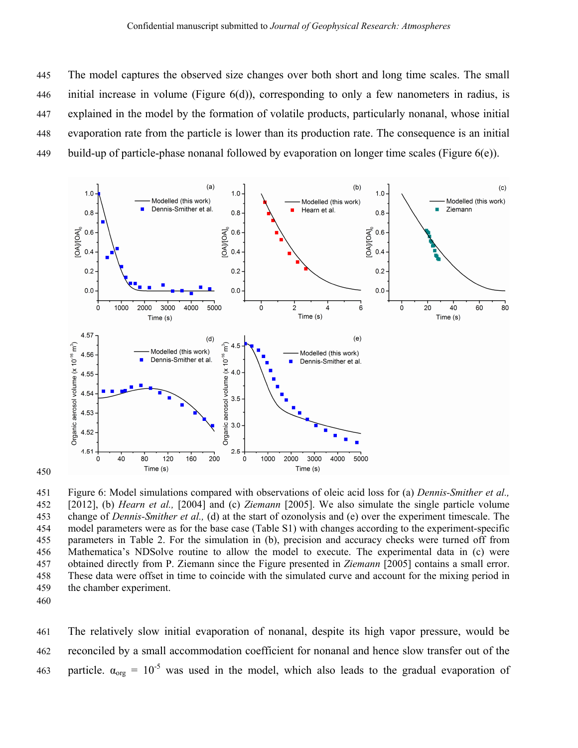The model captures the observed size changes over both short and long time scales. The small initial increase in volume (Figure 6(d)), corresponding to only a few nanometers in radius, is explained in the model by the formation of volatile products, particularly nonanal, whose initial evaporation rate from the particle is lower than its production rate. The consequence is an initial build-up of particle-phase nonanal followed by evaporation on longer time scales (Figure 6(e)).

Figure 6: Model simulations compared with observations of oleic acid loss for (a) *Dennis-Smither et al.,* [2012], (b) *Hearn et al.,* [2004] and (c) *Ziemann* [2005]. We also simulate the single particle volume change of *Dennis-Smither et al.,* (d) at the start of ozonolysis and (e) over the experiment timescale. The model parameters were as for the base case (Table S1) with changes according to the experiment-specific parameters in Table 2. For the simulation in (b), precision and accuracy checks were turned off from Mathematica's NDSolve routine to allow the model to execute. The experimental data in (c) were obtained directly from P. Ziemann since the Figure presented in *Ziemann* [2005] contains a small error. These data were offset in time to coincide with the simulated curve and account for the mixing period in the chamber experiment.

The relatively slow initial evaporation of nonanal, despite its high vapor pressure, would be reconciled by a small accommodation coefficient for nonanal and hence slow transfer out of the particle. $\alpha_{org} = 10^{-5}$ was used in the model, which also leads to the gradual evaporation of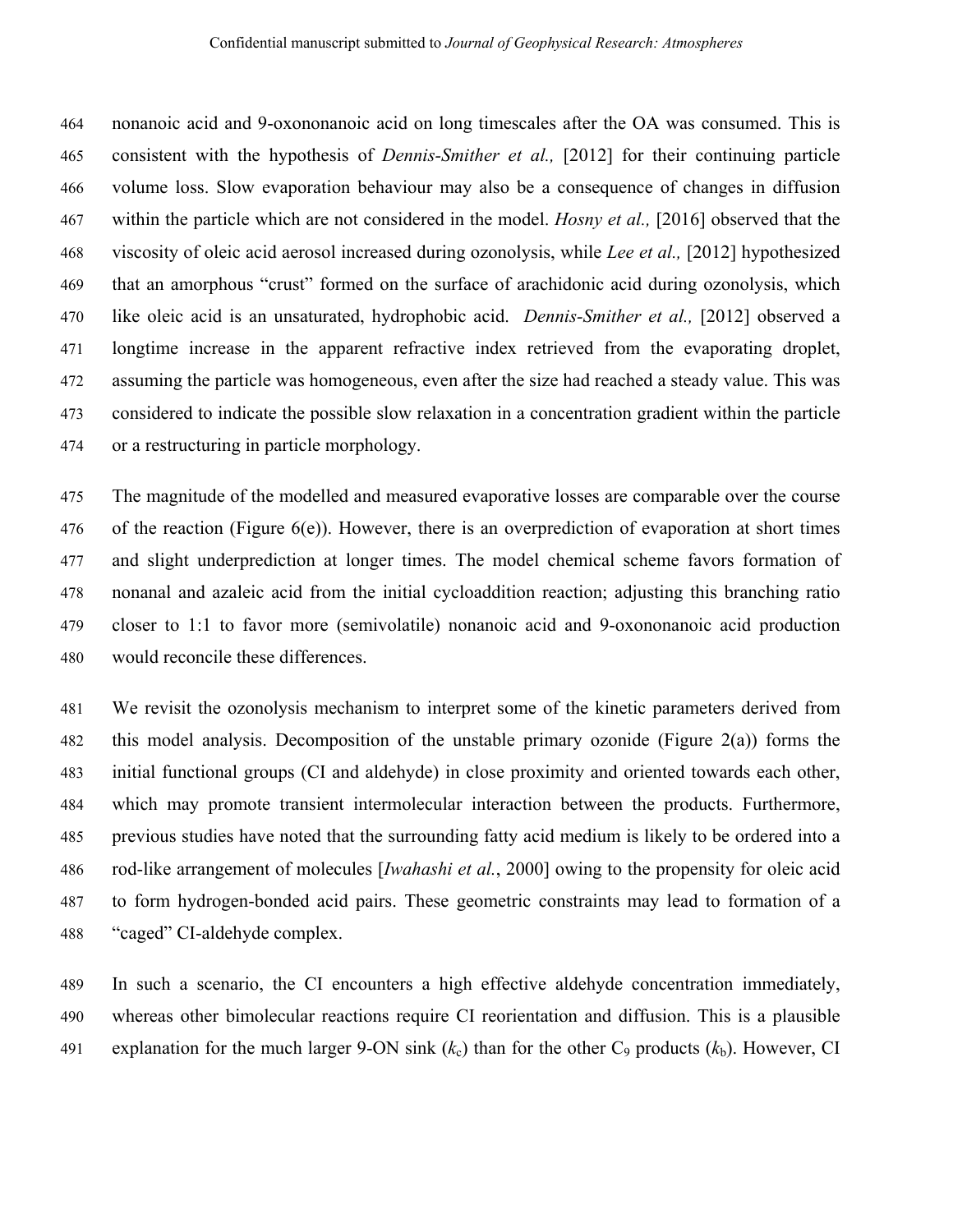nonanoic acid and 9-oxononanoic acid on long timescales after the OA was consumed. This is consistent with the hypothesis of *Dennis-Smither et al.,* [2012] for their continuing particle volume loss. Slow evaporation behaviour may also be a consequence of changes in diffusion within the particle which are not considered in the model. *Hosny et al.,* [2016] observed that the viscosity of oleic acid aerosol increased during ozonolysis, while *Lee et al.,* [2012] hypothesized that an amorphous "crust" formed on the surface of arachidonic acid during ozonolysis, which like oleic acid is an unsaturated, hydrophobic acid. *Dennis-Smither et al.,* [2012] observed a longtime increase in the apparent refractive index retrieved from the evaporating droplet, assuming the particle was homogeneous, even after the size had reached a steady value. This was considered to indicate the possible slow relaxation in a concentration gradient within the particle or a restructuring in particle morphology.

The magnitude of the modelled and measured evaporative losses are comparable over the course of the reaction (Figure 6(e)). However, there is an overprediction of evaporation at short times and slight underprediction at longer times. The model chemical scheme favors formation of nonanal and azaleic acid from the initial cycloaddition reaction; adjusting this branching ratio closer to 1:1 to favor more (semivolatile) nonanoic acid and 9-oxononanoic acid production would reconcile these differences.

We revisit the ozonolysis mechanism to interpret some of the kinetic parameters derived from this model analysis. Decomposition of the unstable primary ozonide (Figure 2(a)) forms the initial functional groups (CI and aldehyde) in close proximity and oriented towards each other, which may promote transient intermolecular interaction between the products. Furthermore, previous studies have noted that the surrounding fatty acid medium is likely to be ordered into a rod-like arrangement of molecules [*Iwahashi et al.*, 2000] owing to the propensity for oleic acid to form hydrogen-bonded acid pairs. These geometric constraints may lead to formation of a "caged" CI-aldehyde complex.

In such a scenario, the CI encounters a high effective aldehyde concentration immediately, whereas other bimolecular reactions require CI reorientation and diffusion. This is a plausible explanation for the much larger 9-ON sink ($k_c$) than for the other $C_9$ products ($k_b$). However, CI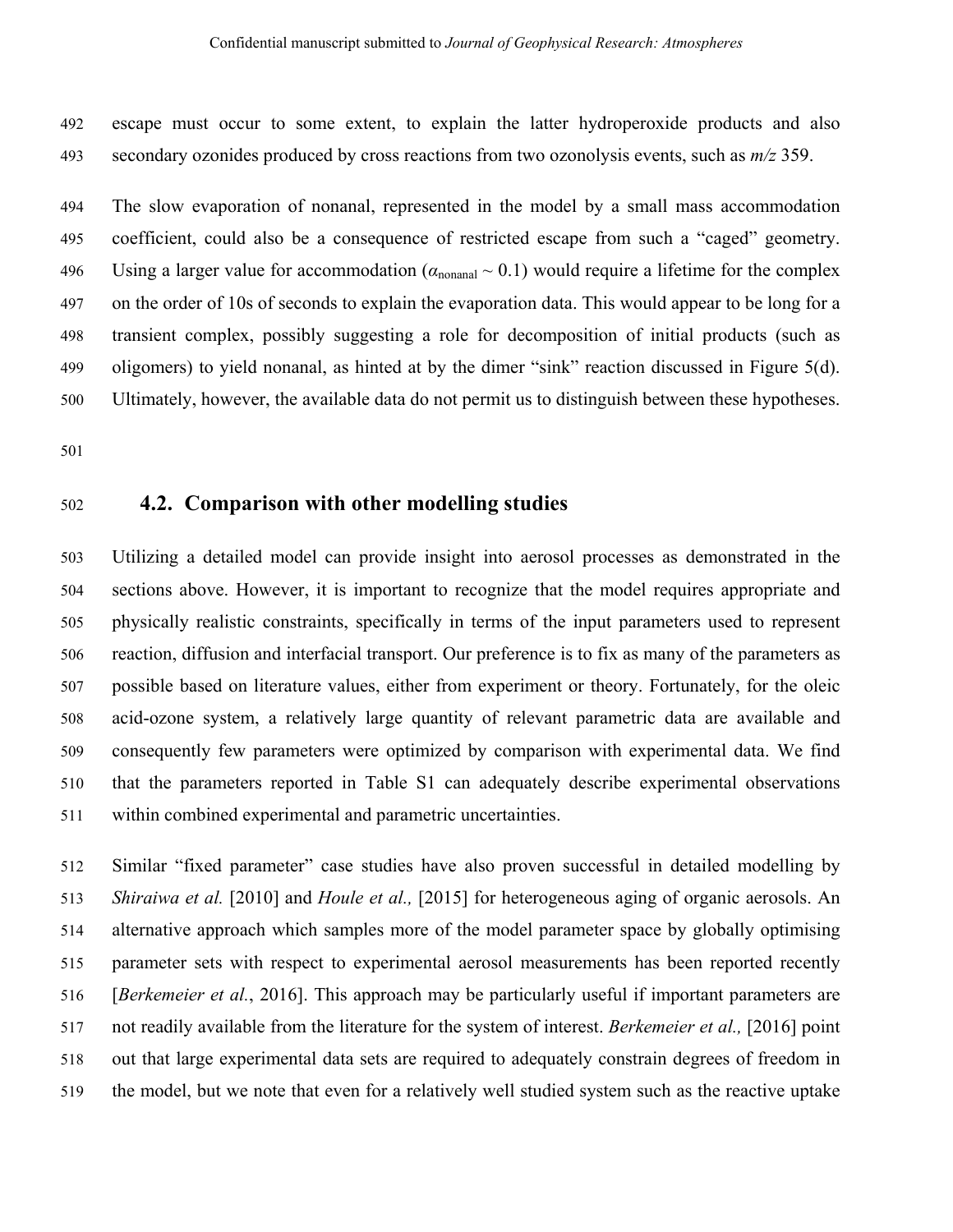escape must occur to some extent, to explain the latter hydroperoxide products and also secondary ozonides produced by cross reactions from two ozonolysis events, such as *m/z* 359.

The slow evaporation of nonanal, represented in the model by a small mass accommodation coefficient, could also be a consequence of restricted escape from such a "caged" geometry. Using a larger value for accommodation ($\alpha_{nonanal} \sim 0.1$) would require a lifetime for the complex on the order of 10s of seconds to explain the evaporation data. This would appear to be long for a transient complex, possibly suggesting a role for decomposition of initial products (such as oligomers) to yield nonanal, as hinted at by the dimer "sink" reaction discussed in Figure 5(d). Ultimately, however, the available data do not permit us to distinguish between these hypotheses.

## 4.2. Comparison with other modelling studies

Utilizing a detailed model can provide insight into aerosol processes as demonstrated in the sections above. However, it is important to recognize that the model requires appropriate and physically realistic constraints, specifically in terms of the input parameters used to represent reaction, diffusion and interfacial transport. Our preference is to fix as many of the parameters as possible based on literature values, either from experiment or theory. Fortunately, for the oleic acid-ozone system, a relatively large quantity of relevant parametric data are available and consequently few parameters were optimized by comparison with experimental data. We find that the parameters reported in Table S1 can adequately describe experimental observations within combined experimental and parametric uncertainties.

Similar "fixed parameter" case studies have also proven successful in detailed modelling by *Shiraiwa et al.* [2010] and *Houle et al.,* [2015] for heterogeneous aging of organic aerosols. An alternative approach which samples more of the model parameter space by globally optimising parameter sets with respect to experimental aerosol measurements has been reported recently [*Berkemeier et al.*, 2016]. This approach may be particularly useful if important parameters are not readily available from the literature for the system of interest. *Berkemeier et al.,* [2016] point out that large experimental data sets are required to adequately constrain degrees of freedom in the model, but we note that even for a relatively well studied system such as the reactive uptake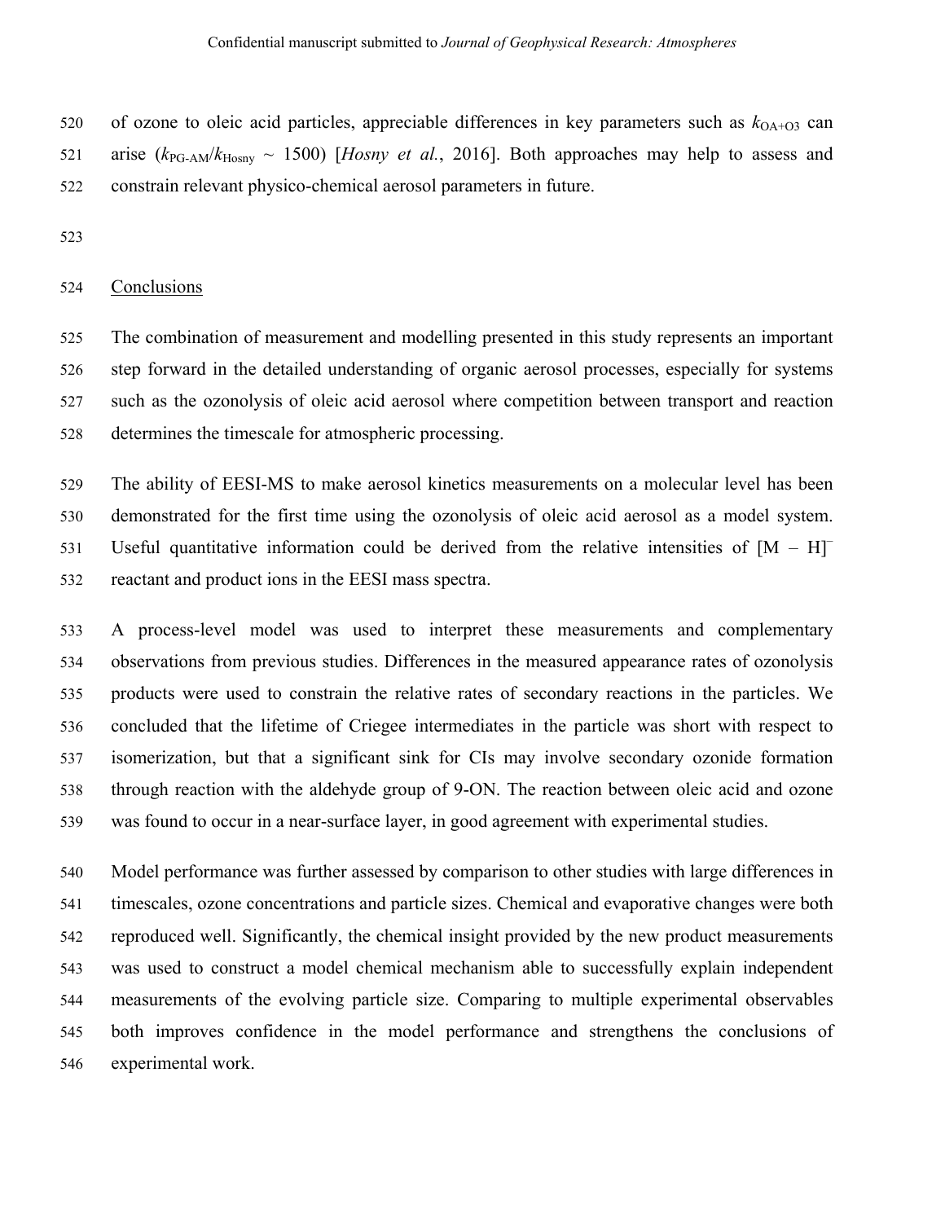of ozone to oleic acid particles, appreciable differences in key parameters such as $k_{OA+O3}$ can arise ($k_{PG-AM}/k_{Hosny} \sim 1500$) [*Hosny et al.*, 2016]. Both approaches may help to assess and constrain relevant physico-chemical aerosol parameters in future.

## Conclusions

The combination of measurement and modelling presented in this study represents an important step forward in the detailed understanding of organic aerosol processes, especially for systems such as the ozonolysis of oleic acid aerosol where competition between transport and reaction determines the timescale for atmospheric processing.

The ability of EESI-MS to make aerosol kinetics measurements on a molecular level has been demonstrated for the first time using the ozonolysis of oleic acid aerosol as a model system. Useful quantitative information could be derived from the relative intensities of $[M - H]^-$ reactant and product ions in the EESI mass spectra.

A process-level model was used to interpret these measurements and complementary observations from previous studies. Differences in the measured appearance rates of ozonolysis products were used to constrain the relative rates of secondary reactions in the particles. We concluded that the lifetime of Criegee intermediates in the particle was short with respect to isomerization, but that a significant sink for CIs may involve secondary ozonide formation through reaction with the aldehyde group of 9-ON. The reaction between oleic acid and ozone was found to occur in a near-surface layer, in good agreement with experimental studies.

Model performance was further assessed by comparison to other studies with large differences in timescales, ozone concentrations and particle sizes. Chemical and evaporative changes were both reproduced well. Significantly, the chemical insight provided by the new product measurements was used to construct a model chemical mechanism able to successfully explain independent measurements of the evolving particle size. Comparing to multiple experimental observables both improves confidence in the model performance and strengthens the conclusions of experimental work.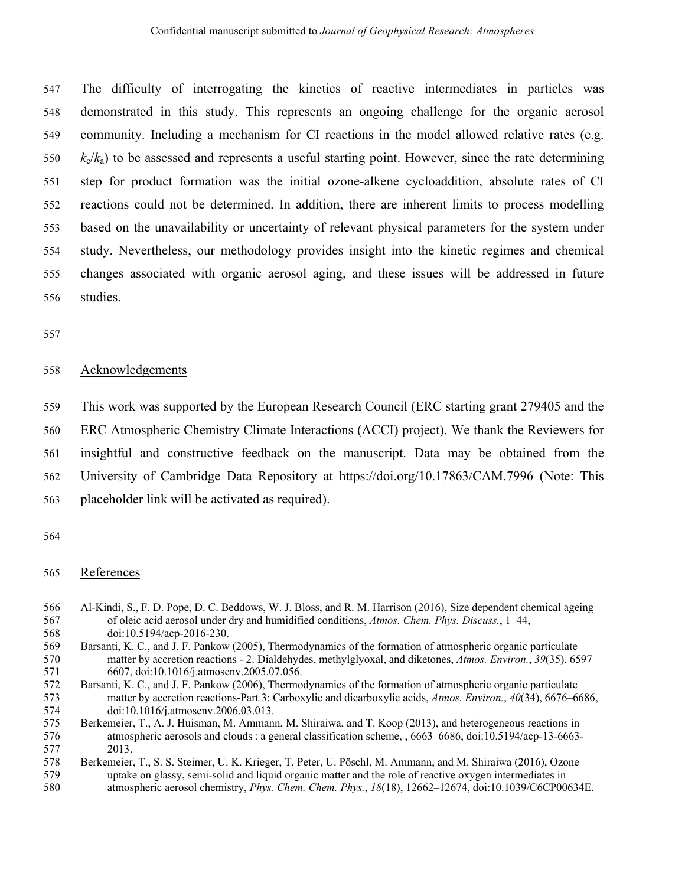The difficulty of interrogating the kinetics of reactive intermediates in particles was demonstrated in this study. This represents an ongoing challenge for the organic aerosol community. Including a mechanism for CI reactions in the model allowed relative rates (e.g. $k_c/k_a$) to be assessed and represents a useful starting point. However, since the rate determining step for product formation was the initial ozone-alkene cycloaddition, absolute rates of CI reactions could not be determined. In addition, there are inherent limits to process modelling based on the unavailability or uncertainty of relevant physical parameters for the system under study. Nevertheless, our methodology provides insight into the kinetic regimes and chemical changes associated with organic aerosol aging, and these issues will be addressed in future studies.

## Acknowledgements

This work was supported by the European Research Council (ERC starting grant 279405 and the ERC Atmospheric Chemistry Climate Interactions (ACCI) project). We thank the Reviewers for insightful and constructive feedback on the manuscript. Data may be obtained from the University of Cambridge Data Repository at https://doi.org/10.17863/CAM.7996 (Note: This placeholder link will be activated as required).

## References

Al-Kindi, S., F. D. Pope, D. C. Beddows, W. J. Bloss, and R. M. Harrison (2016), Size dependent chemical ageing of oleic acid aerosol under dry and humidified conditions, *Atmos. Chem. Phys. Discuss.*, 1–44, doi:10.5194/acp-2016-230.

Barsanti, K. C., and J. F. Pankow (2005), Thermodynamics of the formation of atmospheric organic particulate matter by accretion reactions - 2. Dialdehydes, methylglyoxal, and diketones, *Atmos. Environ.*, *39*(35), 6597–6607, doi:10.1016/j.atmosenv.2005.07.056.

Barsanti, K. C., and J. F. Pankow (2006), Thermodynamics of the formation of atmospheric organic particulate matter by accretion reactions-Part 3: Carboxylic and dicarboxylic acids, *Atmos. Environ.*, *40*(34), 6676–6686, doi:10.1016/j.atmosenv.2006.03.013.

Berkemeier, T., A. J. Huisman, M. Ammann, M. Shiraiwa, and T. Koop (2013), and heterogeneous reactions in atmospheric aerosols and clouds : a general classification scheme, , 6663–6686, doi:10.5194/acp-13-6663-2013.

Berkemeier, T., S. S. Steimer, U. K. Krieger, T. Peter, U. Pöschl, M. Ammann, and M. Shiraiwa (2016), Ozone uptake on glassy, semi-solid and liquid organic matter and the role of reactive oxygen intermediates in atmospheric aerosol chemistry, *Phys. Chem. Chem. Phys.*, *18*(18), 12662–12674, doi:10.1039/C6CP00634E.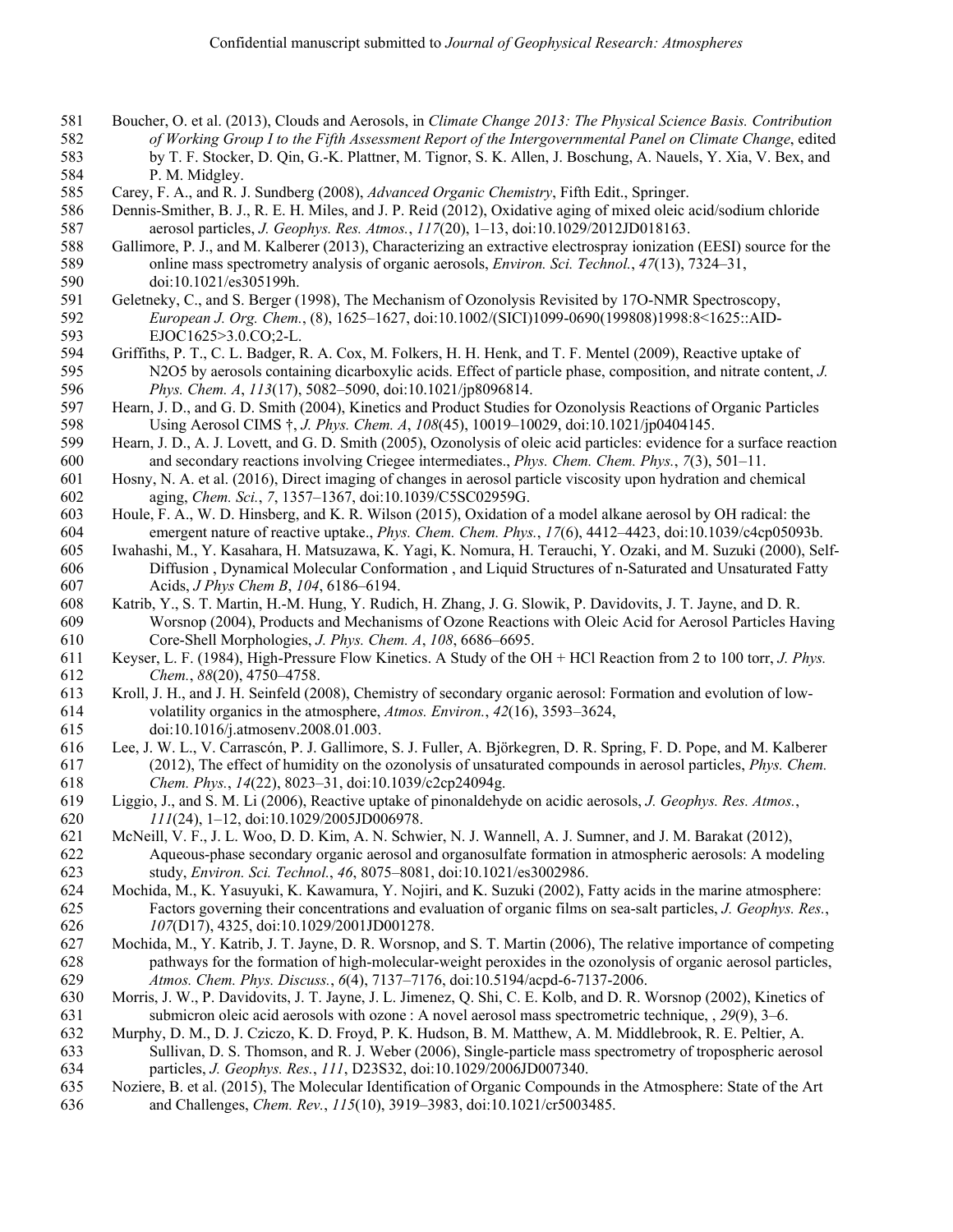Boucher, O. et al. (2013), Clouds and Aerosols, in *Climate Change 2013: The Physical Science Basis. Contribution of Working Group I to the Fifth Assessment Report of the Intergovernmental Panel on Climate Change*, edited by T. F. Stocker, D. Qin, G.-K. Plattner, M. Tignor, S. K. Allen, J. Boschung, A. Nauels, Y. Xia, V. Bex, and P. M. Midgley.

Carey, F. A., and R. J. Sundberg (2008), *Advanced Organic Chemistry*, Fifth Edit., Springer.

Dennis-Smither, B. J., R. E. H. Miles, and J. P. Reid (2012), Oxidative aging of mixed oleic acid/sodium chloride aerosol particles, *J. Geophys. Res. Atmos.*, *117*(20), 1–13, doi:10.1029/2012JD018163.

Gallimore, P. J., and M. Kalberer (2013), Characterizing an extractive electrospray ionization (EESI) source for the online mass spectrometry analysis of organic aerosols, *Environ. Sci. Technol.*, *47*(13), 7324–31, doi:10.1021/es305199h.

Geletneky, C., and S. Berger (1998), The Mechanism of Ozonolysis Revisited by 17O-NMR Spectroscopy, *European J. Org. Chem.*, (8), 1625–1627, doi:10.1002/(SICI)1099-0690(199808)1998:8<1625::AID-EJOC1625>3.0.CO;2-L.

Griffiths, P. T., C. L. Badger, R. A. Cox, M. Folkers, H. H. Henk, and T. F. Mentel (2009), Reactive uptake of N2O5 by aerosols containing dicarboxylic acids. Effect of particle phase, composition, and nitrate content, *J. Phys. Chem. A*, *113*(17), 5082–5090, doi:10.1021/jp8096814.

Hearn, J. D., and G. D. Smith (2004), Kinetics and Product Studies for Ozonolysis Reactions of Organic Particles Using Aerosol CIMS †, *J. Phys. Chem. A*, *108*(45), 10019–10029, doi:10.1021/jp0404145.

Hearn, J. D., A. J. Lovett, and G. D. Smith (2005), Ozonolysis of oleic acid particles: evidence for a surface reaction and secondary reactions involving Criegee intermediates., *Phys. Chem. Chem. Phys.*, *7*(3), 501–11.

Hosny, N. A. et al. (2016), Direct imaging of changes in aerosol particle viscosity upon hydration and chemical aging, *Chem. Sci.*, *7*, 1357–1367, doi:10.1039/C5SC02959G.

Houle, F. A., W. D. Hinsberg, and K. R. Wilson (2015), Oxidation of a model alkane aerosol by OH radical: the emergent nature of reactive uptake., *Phys. Chem. Chem. Phys.*, *17*(6), 4412–4423, doi:10.1039/c4cp05093b.

Iwahashi, M., Y. Kasahara, H. Matsuzawa, K. Yagi, K. Nomura, H. Terauchi, Y. Ozaki, and M. Suzuki (2000), Self-Diffusion , Dynamical Molecular Conformation , and Liquid Structures of n-Saturated and Unsaturated Fatty Acids, *J Phys Chem B*, *104*, 6186–6194.

Katrib, Y., S. T. Martin, H.-M. Hung, Y. Rudich, H. Zhang, J. G. Slowik, P. Davidovits, J. T. Jayne, and D. R. Worsnop (2004), Products and Mechanisms of Ozone Reactions with Oleic Acid for Aerosol Particles Having Core-Shell Morphologies, *J. Phys. Chem. A*, *108*, 6686–6695.

Keyser, L. F. (1984), High-Pressure Flow Kinetics. A Study of the OH + HCl Reaction from 2 to 100 torr, *J. Phys. Chem.*, *88*(20), 4750–4758.

Kroll, J. H., and J. H. Seinfeld (2008), Chemistry of secondary organic aerosol: Formation and evolution of low-volatility organics in the atmosphere, *Atmos. Environ.*, *42*(16), 3593–3624, doi:10.1016/j.atmosenv.2008.01.003.

Lee, J. W. L., V. Carrascón, P. J. Gallimore, S. J. Fuller, A. Björkegren, D. R. Spring, F. D. Pope, and M. Kalberer (2012), The effect of humidity on the ozonolysis of unsaturated compounds in aerosol particles, *Phys. Chem. Chem. Phys.*, *14*(22), 8023–31, doi:10.1039/c2cp24094g.

Liggio, J., and S. M. Li (2006), Reactive uptake of pinonaldehyde on acidic aerosols, *J. Geophys. Res. Atmos.*, *111*(24), 1–12, doi:10.1029/2005JD006978.

McNeill, V. F., J. L. Woo, D. D. Kim, A. N. Schwier, N. J. Wannell, A. J. Sumner, and J. M. Barakat (2012), Aqueous-phase secondary organic aerosol and organosulfate formation in atmospheric aerosols: A modeling study, *Environ. Sci. Technol.*, *46*, 8075–8081, doi:10.1021/es3002986.

Mochida, M., K. Yasuyuki, K. Kawamura, Y. Nojiri, and K. Suzuki (2002), Fatty acids in the marine atmosphere: Factors governing their concentrations and evaluation of organic films on sea-salt particles, *J. Geophys. Res.*, *107*(D17), 4325, doi:10.1029/2001JD001278.

Mochida, M., Y. Katrib, J. T. Jayne, D. R. Worsnop, and S. T. Martin (2006), The relative importance of competing pathways for the formation of high-molecular-weight peroxides in the ozonolysis of organic aerosol particles, *Atmos. Chem. Phys. Discuss.*, *6*(4), 7137–7176, doi:10.5194/acpd-6-7137-2006.

Morris, J. W., P. Davidovits, J. T. Jayne, J. L. Jimenez, Q. Shi, C. E. Kolb, and D. R. Worsnop (2002), Kinetics of submicron oleic acid aerosols with ozone : A novel aerosol mass spectrometric technique, , *29*(9), 3–6.

Murphy, D. M., D. J. Cziczo, K. D. Froyd, P. K. Hudson, B. M. Matthew, A. M. Middlebrook, R. E. Peltier, A. Sullivan, D. S. Thomson, and R. J. Weber (2006), Single-particle mass spectrometry of tropospheric aerosol particles, *J. Geophys. Res.*, *111*, D23S32, doi:10.1029/2006JD007340.

Noziere, B. et al. (2015), The Molecular Identification of Organic Compounds in the Atmosphere: State of the Art and Challenges, *Chem. Rev.*, *115*(10), 3919–3983, doi:10.1021/cr5003485.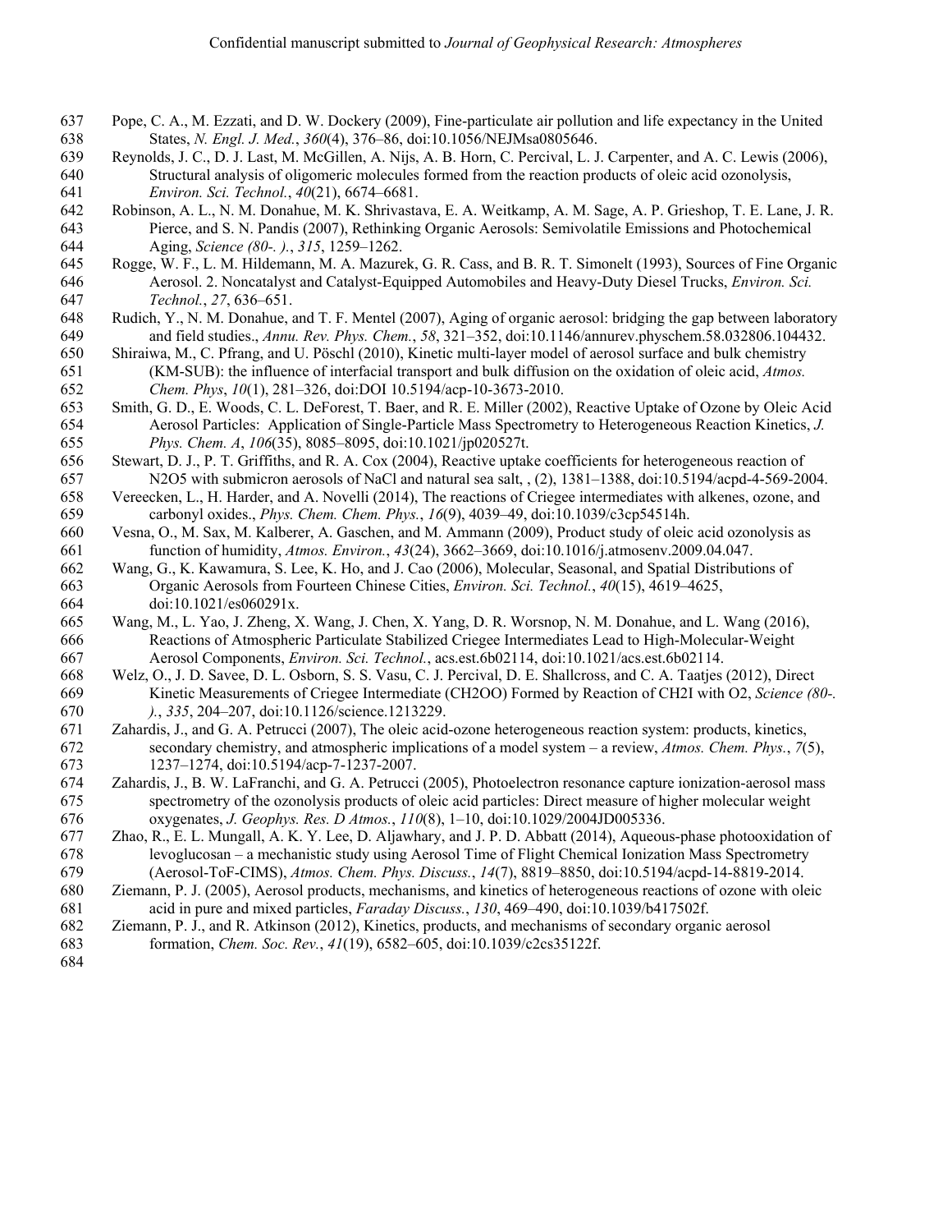Pope, C. A., M. Ezzati, and D. W. Dockery (2009), Fine-particulate air pollution and life expectancy in the United States, *N. Engl. J. Med.*, *360*(4), 376–86, doi:10.1056/NEJMsa0805646.

Reynolds, J. C., D. J. Last, M. McGillen, A. Nijs, A. B. Horn, C. Percival, L. J. Carpenter, and A. C. Lewis (2006), Structural analysis of oligomeric molecules formed from the reaction products of oleic acid ozonolysis, *Environ. Sci. Technol.*, *40*(21), 6674–6681.

Robinson, A. L., N. M. Donahue, M. K. Shrivastava, E. A. Weitkamp, A. M. Sage, A. P. Grieshop, T. E. Lane, J. R. Pierce, and S. N. Pandis (2007), Rethinking Organic Aerosols: Semivolatile Emissions and Photochemical Aging, *Science (80-. ).*, *315*, 1259–1262.

Rogge, W. F., L. M. Hildemann, M. A. Mazurek, G. R. Cass, and B. R. T. Simonelt (1993), Sources of Fine Organic Aerosol. 2. Noncatalyst and Catalyst-Equipped Automobiles and Heavy-Duty Diesel Trucks, *Environ. Sci. Technol.*, *27*, 636–651.

Rudich, Y., N. M. Donahue, and T. F. Mentel (2007), Aging of organic aerosol: bridging the gap between laboratory and field studies., *Annu. Rev. Phys. Chem.*, *58*, 321–352, doi:10.1146/annurev.physchem.58.032806.104432.

Shiraiwa, M., C. Pfrang, and U. Pöschl (2010), Kinetic multi-layer model of aerosol surface and bulk chemistry (KM-SUB): the influence of interfacial transport and bulk diffusion on the oxidation of oleic acid, *Atmos. Chem. Phys*, *10*(1), 281–326, doi:DOI 10.5194/acp-10-3673-2010.

Smith, G. D., E. Woods, C. L. DeForest, T. Baer, and R. E. Miller (2002), Reactive Uptake of Ozone by Oleic Acid Aerosol Particles: Application of Single-Particle Mass Spectrometry to Heterogeneous Reaction Kinetics, *J. Phys. Chem. A*, *106*(35), 8085–8095, doi:10.1021/jp020527t.

Stewart, D. J., P. T. Griffiths, and R. A. Cox (2004), Reactive uptake coefficients for heterogeneous reaction of N2O5 with submicron aerosols of NaCl and natural sea salt, , (2), 1381–1388, doi:10.5194/acpd-4-569-2004.

Vereecken, L., H. Harder, and A. Novelli (2014), The reactions of Criegee intermediates with alkenes, ozone, and carbonyl oxides., *Phys. Chem. Chem. Phys.*, *16*(9), 4039–49, doi:10.1039/c3cp54514h.

Vesna, O., M. Sax, M. Kalberer, A. Gaschen, and M. Ammann (2009), Product study of oleic acid ozonolysis as function of humidity, *Atmos. Environ.*, *43*(24), 3662–3669, doi:10.1016/j.atmosenv.2009.04.047.

Wang, G., K. Kawamura, S. Lee, K. Ho, and J. Cao (2006), Molecular, Seasonal, and Spatial Distributions of Organic Aerosols from Fourteen Chinese Cities, *Environ. Sci. Technol.*, *40*(15), 4619–4625, doi:10.1021/es060291x.

Wang, M., L. Yao, J. Zheng, X. Wang, J. Chen, X. Yang, D. R. Worsnop, N. M. Donahue, and L. Wang (2016), Reactions of Atmospheric Particulate Stabilized Criegee Intermediates Lead to High-Molecular-Weight Aerosol Components, *Environ. Sci. Technol.*, acs.est.6b02114, doi:10.1021/acs.est.6b02114.

Welz, O., J. D. Savee, D. L. Osborn, S. S. Vasu, C. J. Percival, D. E. Shallcross, and C. A. Taatjes (2012), Direct Kinetic Measurements of Criegee Intermediate (CH2OO) Formed by Reaction of CH2I with O2, *Science (80-. ).*, *335*, 204–207, doi:10.1126/science.1213229.

Zahardis, J., and G. A. Petrucci (2007), The oleic acid-ozone heterogeneous reaction system: products, kinetics, secondary chemistry, and atmospheric implications of a model system – a review, *Atmos. Chem. Phys.*, *7*(5), 1237–1274, doi:10.5194/acp-7-1237-2007.

Zahardis, J., B. W. LaFranchi, and G. A. Petrucci (2005), Photoelectron resonance capture ionization-aerosol mass spectrometry of the ozonolysis products of oleic acid particles: Direct measure of higher molecular weight oxygenates, *J. Geophys. Res. D Atmos.*, *110*(8), 1–10, doi:10.1029/2004JD005336.

Zhao, R., E. L. Mungall, A. K. Y. Lee, D. Aljawhary, and J. P. D. Abbatt (2014), Aqueous-phase photooxidation of levoglucosan – a mechanistic study using Aerosol Time of Flight Chemical Ionization Mass Spectrometry (Aerosol-ToF-CIMS), *Atmos. Chem. Phys. Discuss.*, *14*(7), 8819–8850, doi:10.5194/acpd-14-8819-2014.

Ziemann, P. J. (2005), Aerosol products, mechanisms, and kinetics of heterogeneous reactions of ozone with oleic acid in pure and mixed particles, *Faraday Discuss.*, *130*, 469–490, doi:10.1039/b417502f.

Ziemann, P. J., and R. Atkinson (2012), Kinetics, products, and mechanisms of secondary organic aerosol formation, *Chem. Soc. Rev.*, *41*(19), 6582–605, doi:10.1039/c2cs35122f.